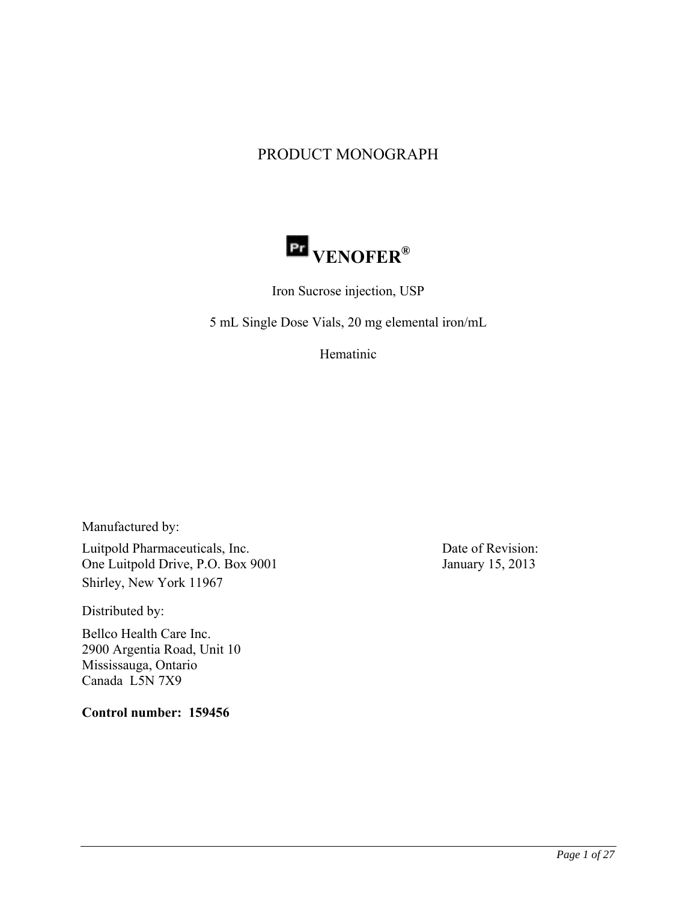# PRODUCT MONOGRAPH

## Pr VENOFER®

Iron Sucrose injection, USP

5 mL Single Dose Vials, 20 mg elemental iron/mL

Hematinic

Manufactured by:

Luitpold Pharmaceuticals, Inc.
One Luitpold Drive, P.O. Box 9001
Shirley, New York 11967

Date of Revision:
January 15, 2013

Distributed by:

Bellco Health Care Inc.
2900 Argentia Road, Unit 10
Mississauga, Ontario
Canada L5N 7X9

**Control number: 159456**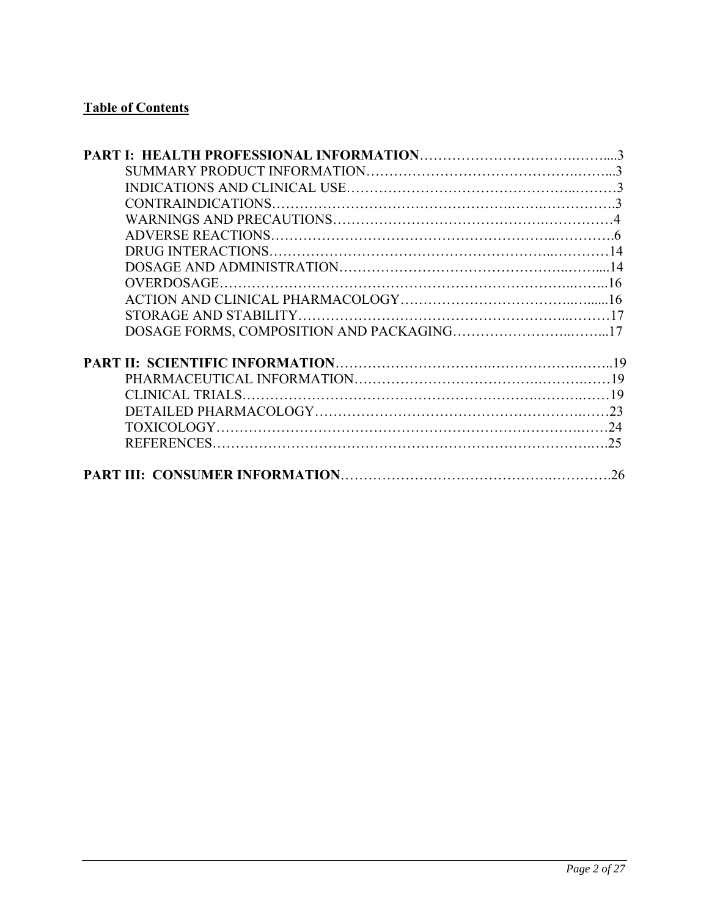## Table of Contents

**PART I: HEALTH PROFESSIONAL INFORMATION**……………………………….……...3
- SUMMARY PRODUCT INFORMATION…………………………………………..……...3
- INDICATIONS AND CLINICAL USE……………………………………………..………3
- CONTRAINDICATIONS…………………………………………….…….…………….3
- WARNINGS AND PRECAUTIONS……….…………………….………….…………….4
- ADVERSE REACTIONS…………………………………………………...………….6
- DRUG INTERACTIONS…………………………………………………...…………14
- DOSAGE AND ADMINISTRATION…………………………….…………..…….....14
- OVERDOSAGE……………………………………………………………...……..16
- ACTION AND CLINICAL PHARMACOLOGY………………………………...…......16
- STORAGE AND STABILITY……………………………………………………..………17
- DOSAGE FORMS, COMPOSITION AND PACKAGING……………………..……...17

**PART II: SCIENTIFIC INFORMATION**………………………….……………….……..19
- PHARMACEUTICAL INFORMATION……………………………….……….……19
- CLINICAL TRIALS………………….……………………………………….……….……19
- DETAILED PHARMACOLOGY……………………………………………….……23
- TOXICOLOGY……………………………………………………………….……24
- REFERENCES……………………………………………………….……………….….25

**PART III: CONSUMER INFORMATION**………………………………….………….26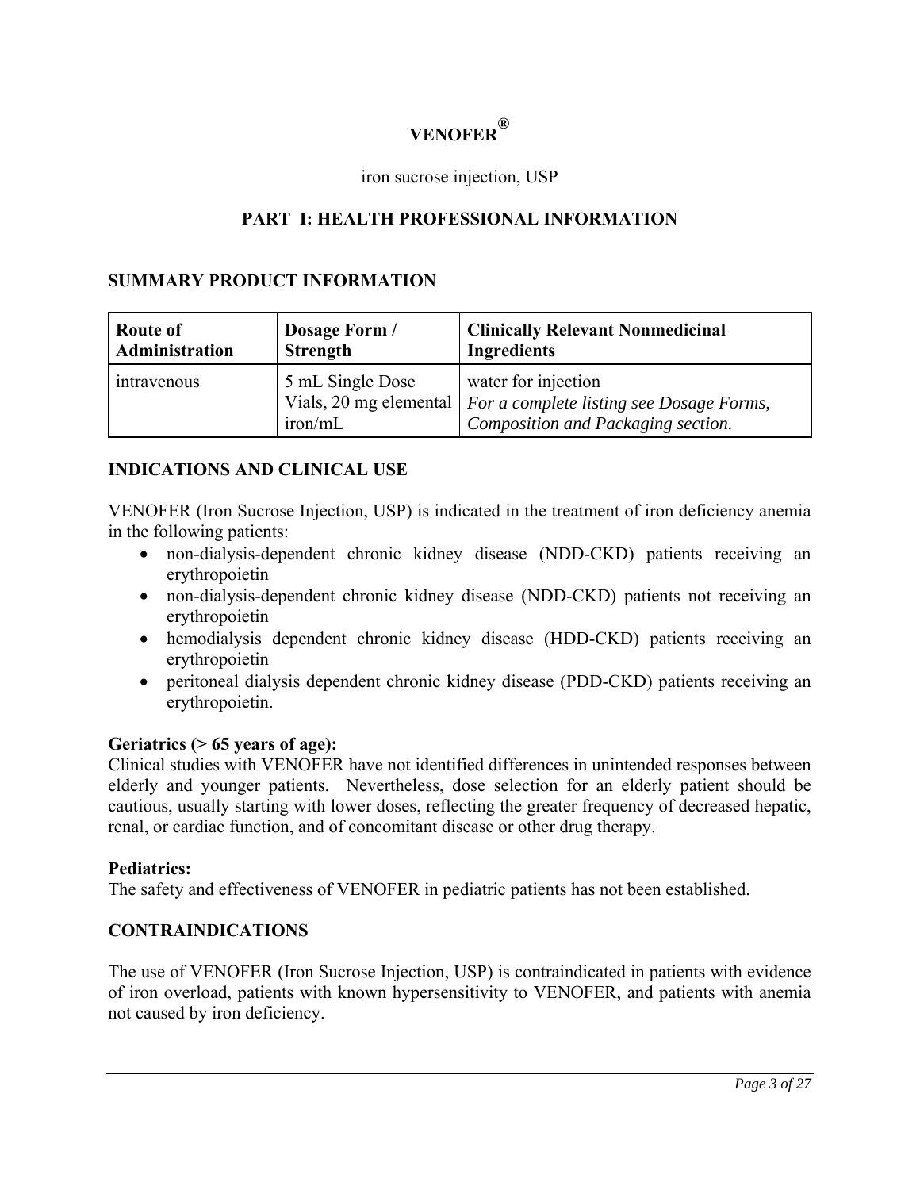# VENOFER®

iron sucrose injection, USP

## PART I: HEALTH PROFESSIONAL INFORMATION

### SUMMARY PRODUCT INFORMATION

| Route of Administration | Dosage Form / Strength | Clinically Relevant Nonmedicinal Ingredients |
|---|---|---|
| intravenous | 5 mL Single Dose Vials, 20 mg elemental iron/mL | water for injection *For a complete listing see Dosage Forms, Composition and Packaging section.* |

### INDICATIONS AND CLINICAL USE

VENOFER (Iron Sucrose Injection, USP) is indicated in the treatment of iron deficiency anemia in the following patients:

- non-dialysis-dependent chronic kidney disease (NDD-CKD) patients receiving an erythropoietin
- non-dialysis-dependent chronic kidney disease (NDD-CKD) patients not receiving an erythropoietin
- hemodialysis dependent chronic kidney disease (HDD-CKD) patients receiving an erythropoietin
- peritoneal dialysis dependent chronic kidney disease (PDD-CKD) patients receiving an erythropoietin.

**Geriatrics (> 65 years of age):**
Clinical studies with VENOFER have not identified differences in unintended responses between elderly and younger patients. Nevertheless, dose selection for an elderly patient should be cautious, usually starting with lower doses, reflecting the greater frequency of decreased hepatic, renal, or cardiac function, and of concomitant disease or other drug therapy.

**Pediatrics:**
The safety and effectiveness of VENOFER in pediatric patients has not been established.

### CONTRAINDICATIONS

The use of VENOFER (Iron Sucrose Injection, USP) is contraindicated in patients with evidence of iron overload, patients with known hypersensitivity to VENOFER, and patients with anemia not caused by iron deficiency.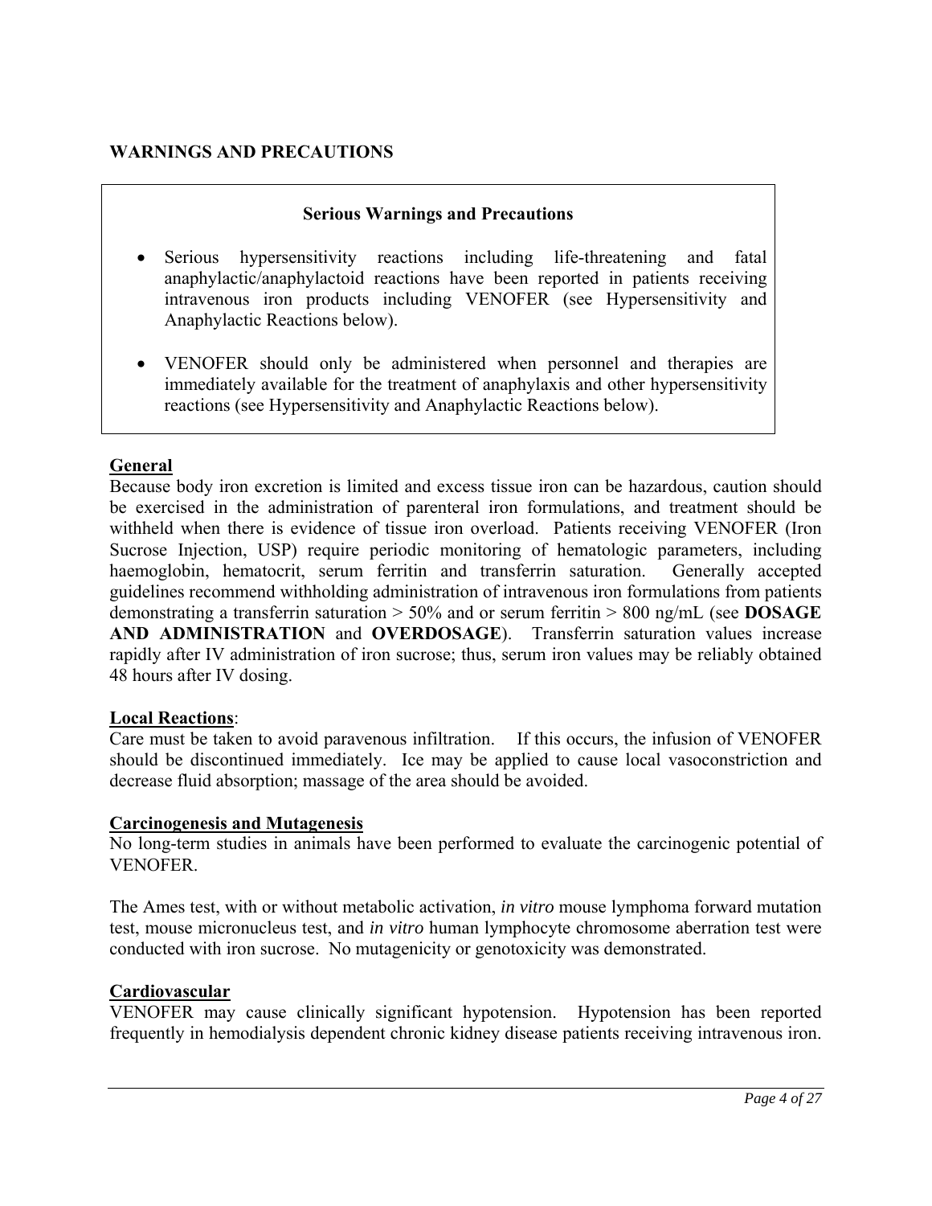## WARNINGS AND PRECAUTIONS

> **Serious Warnings and Precautions**
>
> - Serious hypersensitivity reactions including life-threatening and fatal anaphylactic/anaphylactoid reactions have been reported in patients receiving intravenous iron products including VENOFER (see Hypersensitivity and Anaphylactic Reactions below).
> - VENOFER should only be administered when personnel and therapies are immediately available for the treatment of anaphylaxis and other hypersensitivity reactions (see Hypersensitivity and Anaphylactic Reactions below).

### General

Because body iron excretion is limited and excess tissue iron can be hazardous, caution should be exercised in the administration of parenteral iron formulations, and treatment should be withheld when there is evidence of tissue iron overload. Patients receiving VENOFER (Iron Sucrose Injection, USP) require periodic monitoring of hematologic parameters, including haemoglobin, hematocrit, serum ferritin and transferrin saturation. Generally accepted guidelines recommend withholding administration of intravenous iron formulations from patients demonstrating a transferrin saturation > 50% and or serum ferritin > 800 ng/mL (see **DOSAGE AND ADMINISTRATION** and **OVERDOSAGE**). Transferrin saturation values increase rapidly after IV administration of iron sucrose; thus, serum iron values may be reliably obtained 48 hours after IV dosing.

### Local Reactions:

Care must be taken to avoid paravenous infiltration. If this occurs, the infusion of VENOFER should be discontinued immediately. Ice may be applied to cause local vasoconstriction and decrease fluid absorption; massage of the area should be avoided.

### Carcinogenesis and Mutagenesis

No long-term studies in animals have been performed to evaluate the carcinogenic potential of VENOFER.

The Ames test, with or without metabolic activation, *in vitro* mouse lymphoma forward mutation test, mouse micronucleus test, and *in vitro* human lymphocyte chromosome aberration test were conducted with iron sucrose. No mutagenicity or genotoxicity was demonstrated.

### Cardiovascular

VENOFER may cause clinically significant hypotension. Hypotension has been reported frequently in hemodialysis dependent chronic kidney disease patients receiving intravenous iron.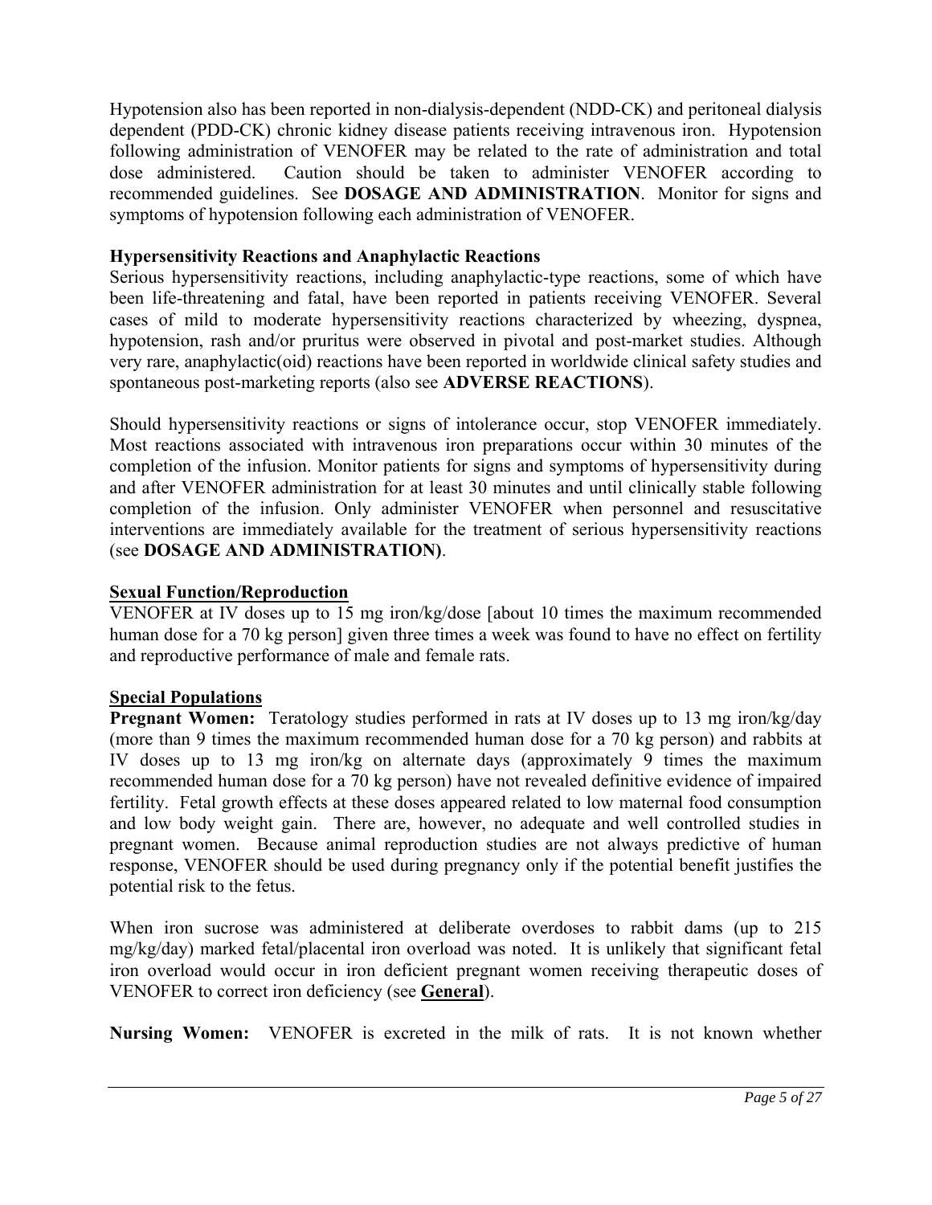Hypotension also has been reported in non-dialysis-dependent (NDD-CK) and peritoneal dialysis dependent (PDD-CK) chronic kidney disease patients receiving intravenous iron. Hypotension following administration of VENOFER may be related to the rate of administration and total dose administered. Caution should be taken to administer VENOFER according to recommended guidelines. See **DOSAGE AND ADMINISTRATION**. Monitor for signs and symptoms of hypotension following each administration of VENOFER.

**Hypersensitivity Reactions and Anaphylactic Reactions**

Serious hypersensitivity reactions, including anaphylactic-type reactions, some of which have been life-threatening and fatal, have been reported in patients receiving VENOFER. Several cases of mild to moderate hypersensitivity reactions characterized by wheezing, dyspnea, hypotension, rash and/or pruritus were observed in pivotal and post-market studies. Although very rare, anaphylactic(oid) reactions have been reported in worldwide clinical safety studies and spontaneous post-marketing reports (also see **ADVERSE REACTIONS**).

Should hypersensitivity reactions or signs of intolerance occur, stop VENOFER immediately. Most reactions associated with intravenous iron preparations occur within 30 minutes of the completion of the infusion. Monitor patients for signs and symptoms of hypersensitivity during and after VENOFER administration for at least 30 minutes and until clinically stable following completion of the infusion. Only administer VENOFER when personnel and resuscitative interventions are immediately available for the treatment of serious hypersensitivity reactions (see **DOSAGE AND ADMINISTRATION)**.

**Sexual Function/Reproduction**

VENOFER at IV doses up to 15 mg iron/kg/dose [about 10 times the maximum recommended human dose for a 70 kg person] given three times a week was found to have no effect on fertility and reproductive performance of male and female rats.

**Special Populations**

**Pregnant Women:** Teratology studies performed in rats at IV doses up to 13 mg iron/kg/day (more than 9 times the maximum recommended human dose for a 70 kg person) and rabbits at IV doses up to 13 mg iron/kg on alternate days (approximately 9 times the maximum recommended human dose for a 70 kg person) have not revealed definitive evidence of impaired fertility. Fetal growth effects at these doses appeared related to low maternal food consumption and low body weight gain. There are, however, no adequate and well controlled studies in pregnant women. Because animal reproduction studies are not always predictive of human response, VENOFER should be used during pregnancy only if the potential benefit justifies the potential risk to the fetus.

When iron sucrose was administered at deliberate overdoses to rabbit dams (up to 215 mg/kg/day) marked fetal/placental iron overload was noted. It is unlikely that significant fetal iron overload would occur in iron deficient pregnant women receiving therapeutic doses of VENOFER to correct iron deficiency (see **General**).

**Nursing Women:** VENOFER is excreted in the milk of rats. It is not known whether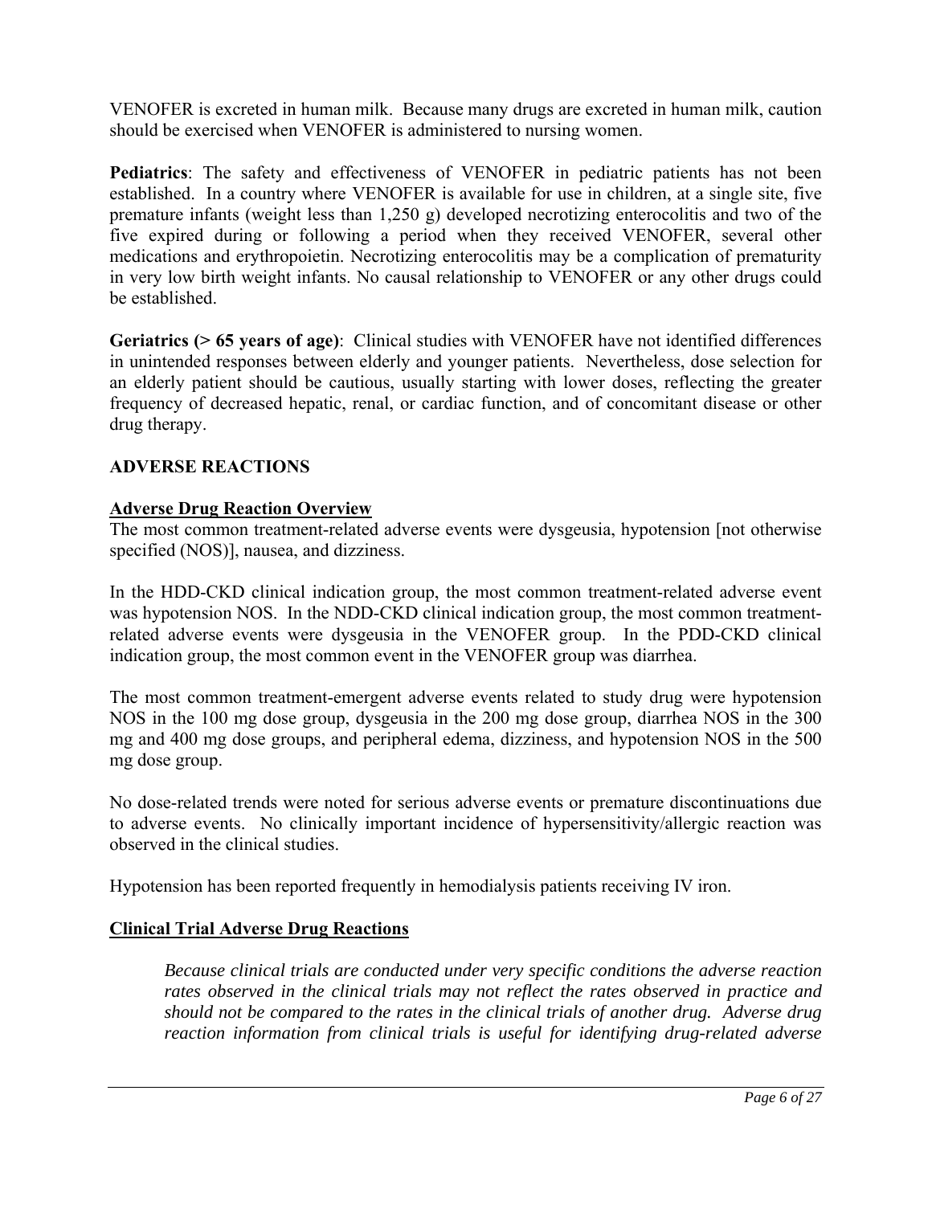VENOFER is excreted in human milk. Because many drugs are excreted in human milk, caution should be exercised when VENOFER is administered to nursing women.

**Pediatrics**: The safety and effectiveness of VENOFER in pediatric patients has not been established. In a country where VENOFER is available for use in children, at a single site, five premature infants (weight less than 1,250 g) developed necrotizing enterocolitis and two of the five expired during or following a period when they received VENOFER, several other medications and erythropoietin. Necrotizing enterocolitis may be a complication of prematurity in very low birth weight infants. No causal relationship to VENOFER or any other drugs could be established.

**Geriatrics (> 65 years of age)**: Clinical studies with VENOFER have not identified differences in unintended responses between elderly and younger patients. Nevertheless, dose selection for an elderly patient should be cautious, usually starting with lower doses, reflecting the greater frequency of decreased hepatic, renal, or cardiac function, and of concomitant disease or other drug therapy.

## ADVERSE REACTIONS

### Adverse Drug Reaction Overview

The most common treatment-related adverse events were dysgeusia, hypotension [not otherwise specified (NOS)], nausea, and dizziness.

In the HDD-CKD clinical indication group, the most common treatment-related adverse event was hypotension NOS. In the NDD-CKD clinical indication group, the most common treatment-related adverse events were dysgeusia in the VENOFER group. In the PDD-CKD clinical indication group, the most common event in the VENOFER group was diarrhea.

The most common treatment-emergent adverse events related to study drug were hypotension NOS in the 100 mg dose group, dysgeusia in the 200 mg dose group, diarrhea NOS in the 300 mg and 400 mg dose groups, and peripheral edema, dizziness, and hypotension NOS in the 500 mg dose group.

No dose-related trends were noted for serious adverse events or premature discontinuations due to adverse events. No clinically important incidence of hypersensitivity/allergic reaction was observed in the clinical studies.

Hypotension has been reported frequently in hemodialysis patients receiving IV iron.

### Clinical Trial Adverse Drug Reactions

*Because clinical trials are conducted under very specific conditions the adverse reaction rates observed in the clinical trials may not reflect the rates observed in practice and should not be compared to the rates in the clinical trials of another drug. Adverse drug reaction information from clinical trials is useful for identifying drug-related adverse*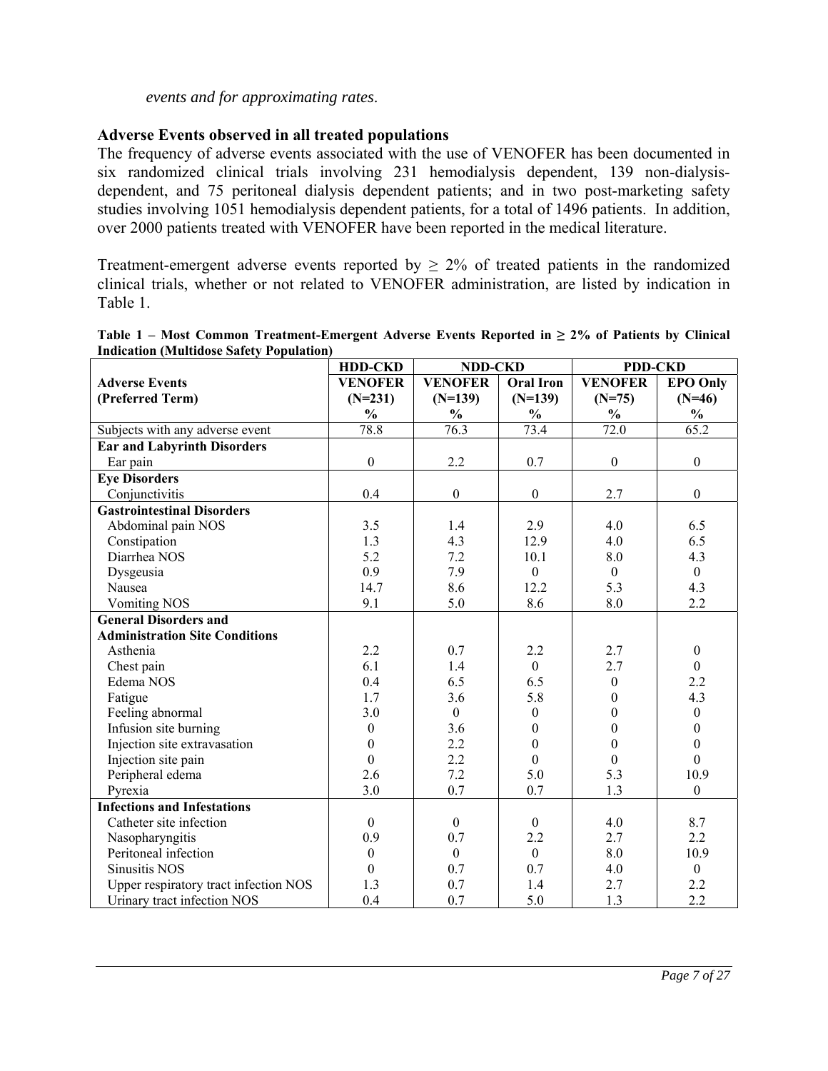*events and for approximating rates.*

## Adverse Events observed in all treated populations

The frequency of adverse events associated with the use of VENOFER has been documented in six randomized clinical trials involving 231 hemodialysis dependent, 139 non-dialysis-dependent, and 75 peritoneal dialysis dependent patients; and in two post-marketing safety studies involving 1051 hemodialysis dependent patients, for a total of 1496 patients. In addition, over 2000 patients treated with VENOFER have been reported in the medical literature.

Treatment-emergent adverse events reported by ≥ 2% of treated patients in the randomized clinical trials, whether or not related to VENOFER administration, are listed by indication in Table 1.

**Table 1 – Most Common Treatment-Emergent Adverse Events Reported in ≥ 2% of Patients by Clinical Indication (Multidose Safety Population)**

| | HDD-CKD | NDD-CKD | | PDD-CKD | |
|---|---|---|---|---|---|
| **Adverse Events (Preferred Term)** | **VENOFER (N=231) %** | **VENOFER (N=139) %** | **Oral Iron (N=139) %** | **VENOFER (N=75) %** | **EPO Only (N=46) %** |
| Subjects with any adverse event | 78.8 | 76.3 | 73.4 | 72.0 | 65.2 |
| **Ear and Labyrinth Disorders** | | | | | |
| Ear pain | 0 | 2.2 | 0.7 | 0 | 0 |
| **Eye Disorders** | | | | | |
| Conjunctivitis | 0.4 | 0 | 0 | 2.7 | 0 |
| **Gastrointestinal Disorders** | | | | | |
| Abdominal pain NOS | 3.5 | 1.4 | 2.9 | 4.0 | 6.5 |
| Constipation | 1.3 | 4.3 | 12.9 | 4.0 | 6.5 |
| Diarrhea NOS | 5.2 | 7.2 | 10.1 | 8.0 | 4.3 |
| Dysgeusia | 0.9 | 7.9 | 0 | 0 | 0 |
| Nausea | 14.7 | 8.6 | 12.2 | 5.3 | 4.3 |
| Vomiting NOS | 9.1 | 5.0 | 8.6 | 8.0 | 2.2 |
| **General Disorders and Administration Site Conditions** | | | | | |
| Asthenia | 2.2 | 0.7 | 2.2 | 2.7 | 0 |
| Chest pain | 6.1 | 1.4 | 0 | 2.7 | 0 |
| Edema NOS | 0.4 | 6.5 | 6.5 | 0 | 2.2 |
| Fatigue | 1.7 | 3.6 | 5.8 | 0 | 4.3 |
| Feeling abnormal | 3.0 | 0 | 0 | 0 | 0 |
| Infusion site burning | 0 | 3.6 | 0 | 0 | 0 |
| Injection site extravasation | 0 | 2.2 | 0 | 0 | 0 |
| Injection site pain | 0 | 2.2 | 0 | 0 | 0 |
| Peripheral edema | 2.6 | 7.2 | 5.0 | 5.3 | 10.9 |
| Pyrexia | 3.0 | 0.7 | 0.7 | 1.3 | 0 |
| **Infections and Infestations** | | | | | |
| Catheter site infection | 0 | 0 | 0 | 4.0 | 8.7 |
| Nasopharyngitis | 0.9 | 0.7 | 2.2 | 2.7 | 2.2 |
| Peritoneal infection | 0 | 0 | 0 | 8.0 | 10.9 |
| Sinusitis NOS | 0 | 0.7 | 0.7 | 4.0 | 0 |
| Upper respiratory tract infection NOS | 1.3 | 0.7 | 1.4 | 2.7 | 2.2 |
| Urinary tract infection NOS | 0.4 | 0.7 | 5.0 | 1.3 | 2.2 |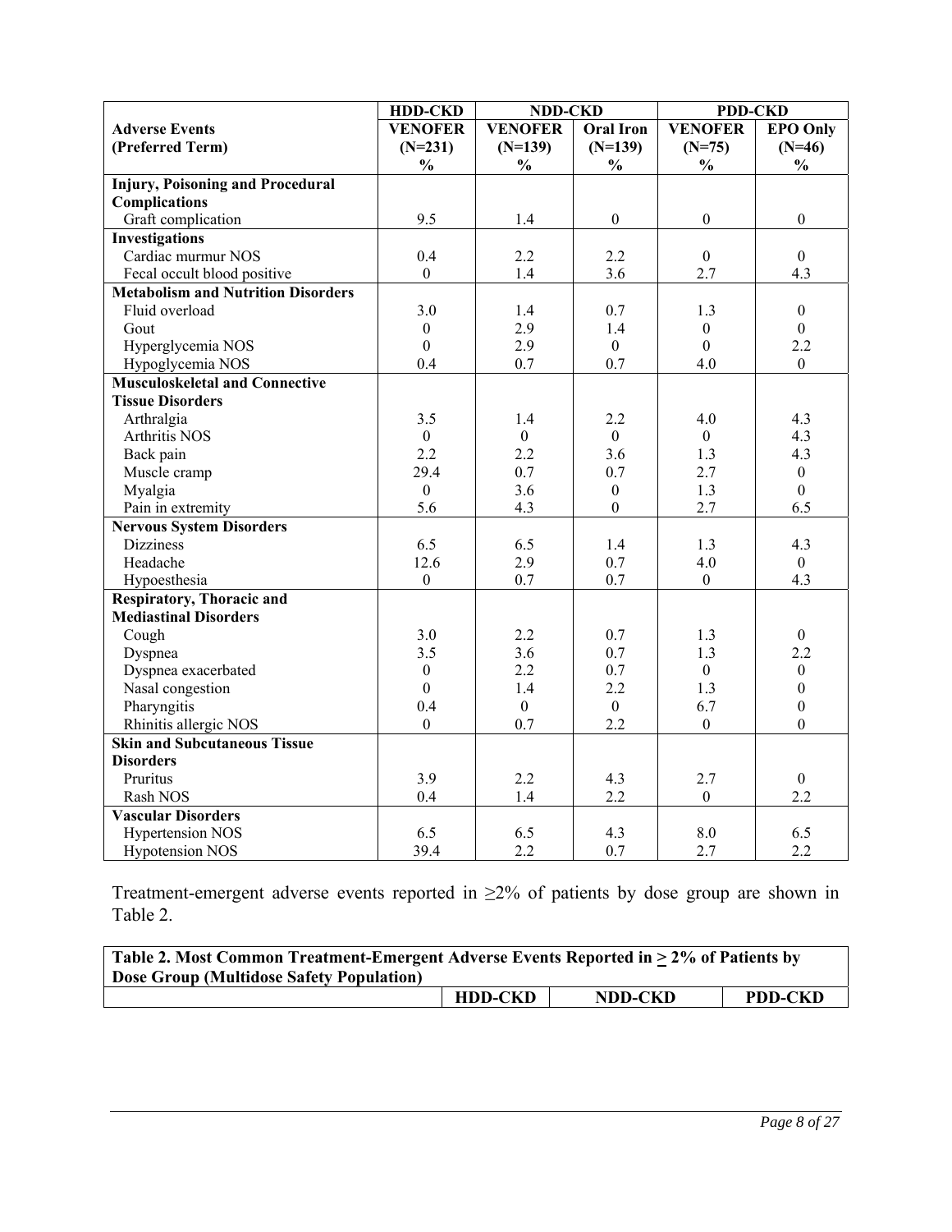| | HDD-CKD | NDD-CKD | | PDD-CKD | |
|---|---|---|---|---|---|
| **Adverse Events (Preferred Term)** | **VENOFER (N=231) %** | **VENOFER (N=139) %** | **Oral Iron (N=139) %** | **VENOFER (N=75) %** | **EPO Only (N=46) %** |
| **Injury, Poisoning and Procedural Complications** | | | | | |
| Graft complication | 9.5 | 1.4 | 0 | 0 | 0 |
| **Investigations** | | | | | |
| Cardiac murmur NOS | 0.4 | 2.2 | 2.2 | 0 | 0 |
| Fecal occult blood positive | 0 | 1.4 | 3.6 | 2.7 | 4.3 |
| **Metabolism and Nutrition Disorders** | | | | | |
| Fluid overload | 3.0 | 1.4 | 0.7 | 1.3 | 0 |
| Gout | 0 | 2.9 | 1.4 | 0 | 0 |
| Hyperglycemia NOS | 0 | 2.9 | 0 | 0 | 2.2 |
| Hypoglycemia NOS | 0.4 | 0.7 | 0.7 | 4.0 | 0 |
| **Musculoskeletal and Connective Tissue Disorders** | | | | | |
| Arthralgia | 3.5 | 1.4 | 2.2 | 4.0 | 4.3 |
| Arthritis NOS | 0 | 0 | 0 | 0 | 4.3 |
| Back pain | 2.2 | 2.2 | 3.6 | 1.3 | 4.3 |
| Muscle cramp | 29.4 | 0.7 | 0.7 | 2.7 | 0 |
| Myalgia | 0 | 3.6 | 0 | 1.3 | 0 |
| Pain in extremity | 5.6 | 4.3 | 0 | 2.7 | 6.5 |
| **Nervous System Disorders** | | | | | |
| Dizziness | 6.5 | 6.5 | 1.4 | 1.3 | 4.3 |
| Headache | 12.6 | 2.9 | 0.7 | 4.0 | 0 |
| Hypoesthesia | 0 | 0.7 | 0.7 | 0 | 4.3 |
| **Respiratory, Thoracic and Mediastinal Disorders** | | | | | |
| Cough | 3.0 | 2.2 | 0.7 | 1.3 | 0 |
| Dyspnea | 3.5 | 3.6 | 0.7 | 1.3 | 2.2 |
| Dyspnea exacerbated | 0 | 2.2 | 0.7 | 0 | 0 |
| Nasal congestion | 0 | 1.4 | 2.2 | 1.3 | 0 |
| Pharyngitis | 0.4 | 0 | 0 | 6.7 | 0 |
| Rhinitis allergic NOS | 0 | 0.7 | 2.2 | 0 | 0 |
| **Skin and Subcutaneous Tissue Disorders** | | | | | |
| Pruritus | 3.9 | 2.2 | 4.3 | 2.7 | 0 |
| Rash NOS | 0.4 | 1.4 | 2.2 | 0 | 2.2 |
| **Vascular Disorders** | | | | | |
| Hypertension NOS | 6.5 | 6.5 | 4.3 | 8.0 | 6.5 |
| Hypotension NOS | 39.4 | 2.2 | 0.7 | 2.7 | 2.2 |

Treatment-emergent adverse events reported in ≥2% of patients by dose group are shown in Table 2.

| Table 2. Most Common Treatment-Emergent Adverse Events Reported in ≥ 2% of Patients by Dose Group (Multidose Safety Population) | | | |
|---|---|---|---|
| | **HDD-CKD** | **NDD-CKD** | **PDD-CKD** |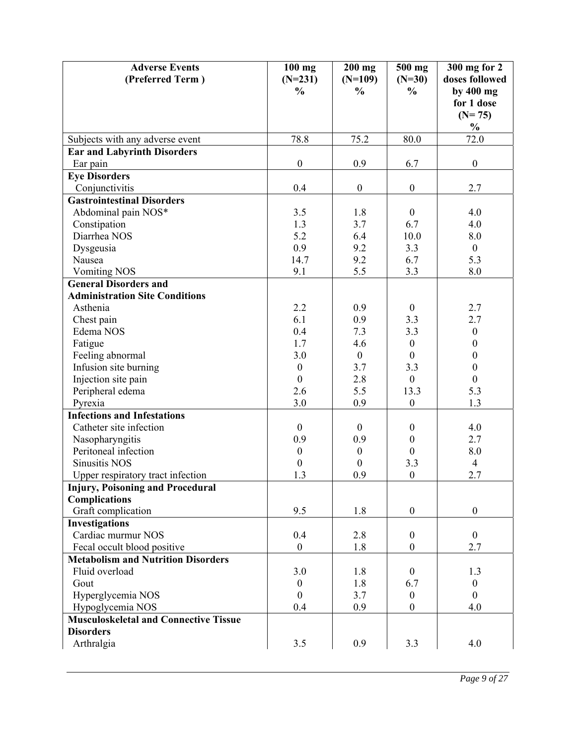| Adverse Events (Preferred Term ) | 100 mg (N=231) % | 200 mg (N=109) % | 500 mg (N=30) % | 300 mg for 2 doses followed by 400 mg for 1 dose (N= 75) % |
|---|---|---|---|---|
| Subjects with any adverse event | 78.8 | 75.2 | 80.0 | 72.0 |
| **Ear and Labyrinth Disorders** | | | | |
| Ear pain | 0 | 0.9 | 6.7 | 0 |
| **Eye Disorders** | | | | |
| Conjunctivitis | 0.4 | 0 | 0 | 2.7 |
| **Gastrointestinal Disorders** | | | | |
| Abdominal pain NOS* | 3.5 | 1.8 | 0 | 4.0 |
| Constipation | 1.3 | 3.7 | 6.7 | 4.0 |
| Diarrhea NOS | 5.2 | 6.4 | 10.0 | 8.0 |
| Dysgeusia | 0.9 | 9.2 | 3.3 | 0 |
| Nausea | 14.7 | 9.2 | 6.7 | 5.3 |
| Vomiting NOS | 9.1 | 5.5 | 3.3 | 8.0 |
| **General Disorders and Administration Site Conditions** | | | | |
| Asthenia | 2.2 | 0.9 | 0 | 2.7 |
| Chest pain | 6.1 | 0.9 | 3.3 | 2.7 |
| Edema NOS | 0.4 | 7.3 | 3.3 | 0 |
| Fatigue | 1.7 | 4.6 | 0 | 0 |
| Feeling abnormal | 3.0 | 0 | 0 | 0 |
| Infusion site burning | 0 | 3.7 | 3.3 | 0 |
| Injection site pain | 0 | 2.8 | 0 | 0 |
| Peripheral edema | 2.6 | 5.5 | 13.3 | 5.3 |
| Pyrexia | 3.0 | 0.9 | 0 | 1.3 |
| **Infections and Infestations** | | | | |
| Catheter site infection | 0 | 0 | 0 | 4.0 |
| Nasopharyngitis | 0.9 | 0.9 | 0 | 2.7 |
| Peritoneal infection | 0 | 0 | 0 | 8.0 |
| Sinusitis NOS | 0 | 0 | 3.3 | 4 |
| Upper respiratory tract infection | 1.3 | 0.9 | 0 | 2.7 |
| **Injury, Poisoning and Procedural Complications** | | | | |
| Graft complication | 9.5 | 1.8 | 0 | 0 |
| **Investigations** | | | | |
| Cardiac murmur NOS | 0.4 | 2.8 | 0 | 0 |
| Fecal occult blood positive | 0 | 1.8 | 0 | 2.7 |
| **Metabolism and Nutrition Disorders** | | | | |
| Fluid overload | 3.0 | 1.8 | 0 | 1.3 |
| Gout | 0 | 1.8 | 6.7 | 0 |
| Hyperglycemia NOS | 0 | 3.7 | 0 | 0 |
| Hypoglycemia NOS | 0.4 | 0.9 | 0 | 4.0 |
| **Musculoskeletal and Connective Tissue Disorders** | | | | |
| Arthralgia | 3.5 | 0.9 | 3.3 | 4.0 |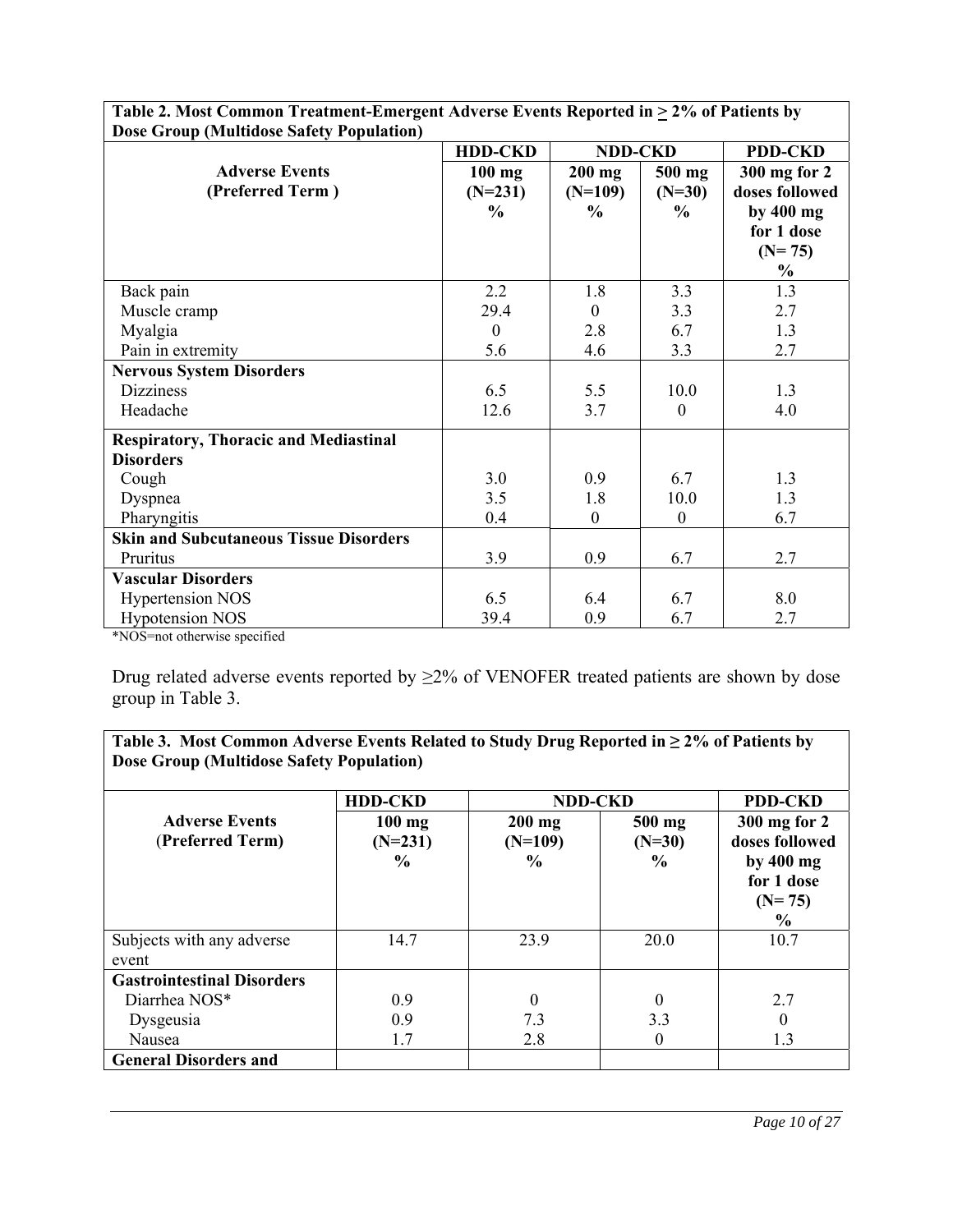| **Table 2. Most Common Treatment-Emergent Adverse Events Reported in ≥ 2% of Patients by Dose Group (Multidose Safety Population)** | | | | |
|---|---|---|---|---|
| | **HDD-CKD** | **NDD-CKD** | | **PDD-CKD** |
| **Adverse Events (Preferred Term )** | **100 mg (N=231) %** | **200 mg (N=109) %** | **500 mg (N=30) %** | **300 mg for 2 doses followed by 400 mg for 1 dose (N= 75) %** |
| Back pain | 2.2 | 1.8 | 3.3 | 1.3 |
| Muscle cramp | 29.4 | 0 | 3.3 | 2.7 |
| Myalgia | 0 | 2.8 | 6.7 | 1.3 |
| Pain in extremity | 5.6 | 4.6 | 3.3 | 2.7 |
| **Nervous System Disorders** | | | | |
| Dizziness | 6.5 | 5.5 | 10.0 | 1.3 |
| Headache | 12.6 | 3.7 | 0 | 4.0 |
| **Respiratory, Thoracic and Mediastinal Disorders** | | | | |
| Cough | 3.0 | 0.9 | 6.7 | 1.3 |
| Dyspnea | 3.5 | 1.8 | 10.0 | 1.3 |
| Pharyngitis | 0.4 | 0 | 0 | 6.7 |
| **Skin and Subcutaneous Tissue Disorders** | | | | |
| Pruritus | 3.9 | 0.9 | 6.7 | 2.7 |
| **Vascular Disorders** | | | | |
| Hypertension NOS | 6.5 | 6.4 | 6.7 | 8.0 |
| Hypotension NOS | 39.4 | 0.9 | 6.7 | 2.7 |

*NOS=not otherwise specified

Drug related adverse events reported by ≥2% of VENOFER treated patients are shown by dose group in Table 3.

| **Table 3. Most Common Adverse Events Related to Study Drug Reported in ≥ 2% of Patients by Dose Group (Multidose Safety Population)** | | | | |
|---|---|---|---|---|
| | **HDD-CKD** | **NDD-CKD** | | **PDD-CKD** |
| **Adverse Events (Preferred Term)** | **100 mg (N=231) %** | **200 mg (N=109) %** | **500 mg (N=30) %** | **300 mg for 2 doses followed by 400 mg for 1 dose (N= 75) %** |
| Subjects with any adverse event | 14.7 | 23.9 | 20.0 | 10.7 |
| **Gastrointestinal Disorders** | | | | |
| Diarrhea NOS* | 0.9 | 0 | 0 | 2.7 |
| Dysgeusia | 0.9 | 7.3 | 3.3 | 0 |
| Nausea | 1.7 | 2.8 | 0 | 1.3 |
| **General Disorders and** | | | | |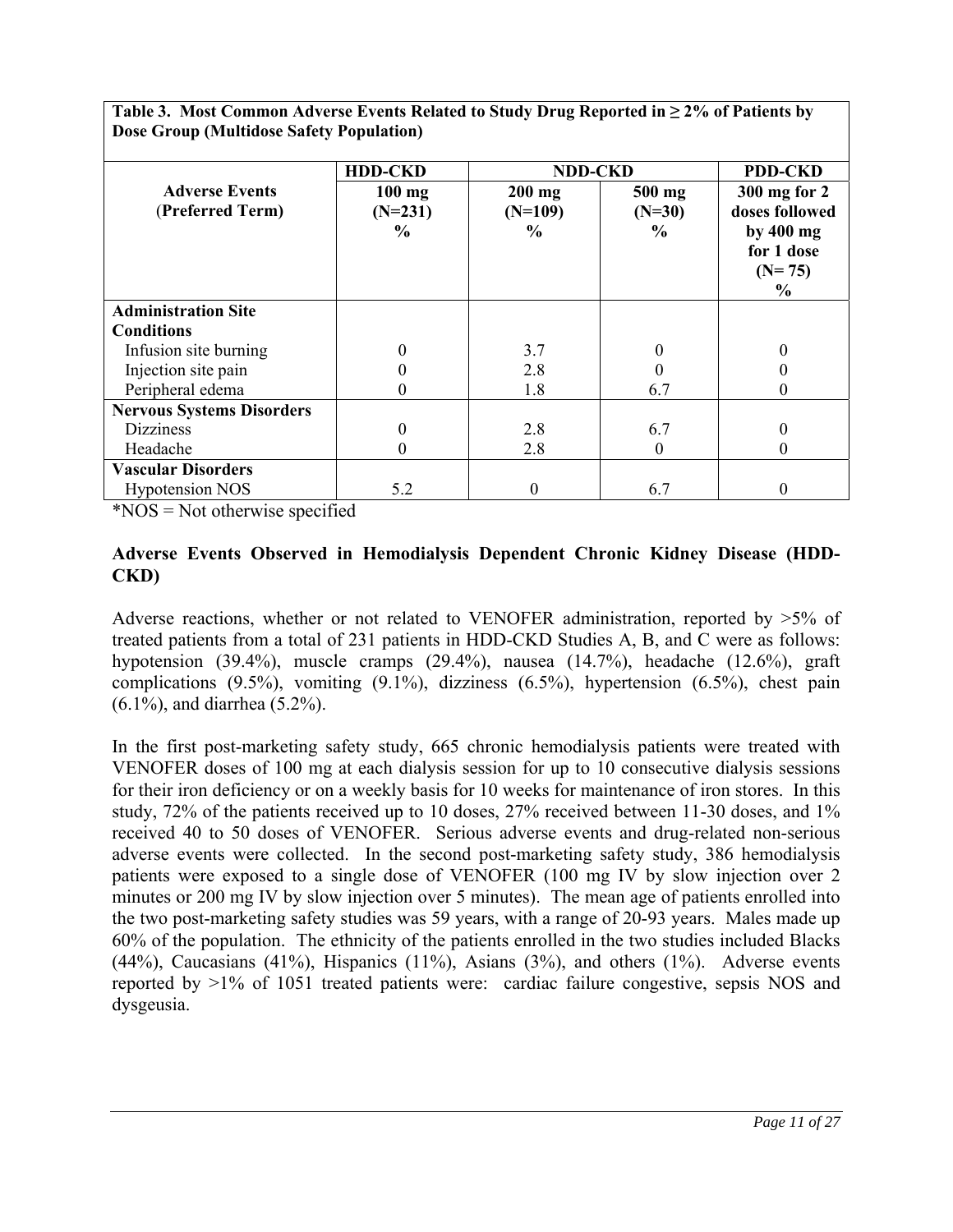**Table 3. Most Common Adverse Events Related to Study Drug Reported in ≥ 2% of Patients by Dose Group (Multidose Safety Population)**

| Adverse Events (Preferred Term) | HDD-CKD 100 mg (N=231) % | NDD-CKD 200 mg (N=109) % | NDD-CKD 500 mg (N=30) % | PDD-CKD 300 mg for 2 doses followed by 400 mg for 1 dose (N= 75) % |
|---|---|---|---|---|
| **Administration Site Conditions** | | | | |
| Infusion site burning | 0 | 3.7 | 0 | 0 |
| Injection site pain | 0 | 2.8 | 0 | 0 |
| Peripheral edema | 0 | 1.8 | 6.7 | 0 |
| **Nervous Systems Disorders** | | | | |
| Dizziness | 0 | 2.8 | 6.7 | 0 |
| Headache | 0 | 2.8 | 0 | 0 |
| **Vascular Disorders** | | | | |
| Hypotension NOS | 5.2 | 0 | 6.7 | 0 |

*NOS = Not otherwise specified

### Adverse Events Observed in Hemodialysis Dependent Chronic Kidney Disease (HDD-CKD)

Adverse reactions, whether or not related to VENOFER administration, reported by >5% of treated patients from a total of 231 patients in HDD-CKD Studies A, B, and C were as follows: hypotension (39.4%), muscle cramps (29.4%), nausea (14.7%), headache (12.6%), graft complications (9.5%), vomiting (9.1%), dizziness (6.5%), hypertension (6.5%), chest pain (6.1%), and diarrhea (5.2%).

In the first post-marketing safety study, 665 chronic hemodialysis patients were treated with VENOFER doses of 100 mg at each dialysis session for up to 10 consecutive dialysis sessions for their iron deficiency or on a weekly basis for 10 weeks for maintenance of iron stores. In this study, 72% of the patients received up to 10 doses, 27% received between 11-30 doses, and 1% received 40 to 50 doses of VENOFER. Serious adverse events and drug-related non-serious adverse events were collected. In the second post-marketing safety study, 386 hemodialysis patients were exposed to a single dose of VENOFER (100 mg IV by slow injection over 2 minutes or 200 mg IV by slow injection over 5 minutes). The mean age of patients enrolled into the two post-marketing safety studies was 59 years, with a range of 20-93 years. Males made up 60% of the population. The ethnicity of the patients enrolled in the two studies included Blacks (44%), Caucasians (41%), Hispanics (11%), Asians (3%), and others (1%). Adverse events reported by >1% of 1051 treated patients were: cardiac failure congestive, sepsis NOS and dysgeusia.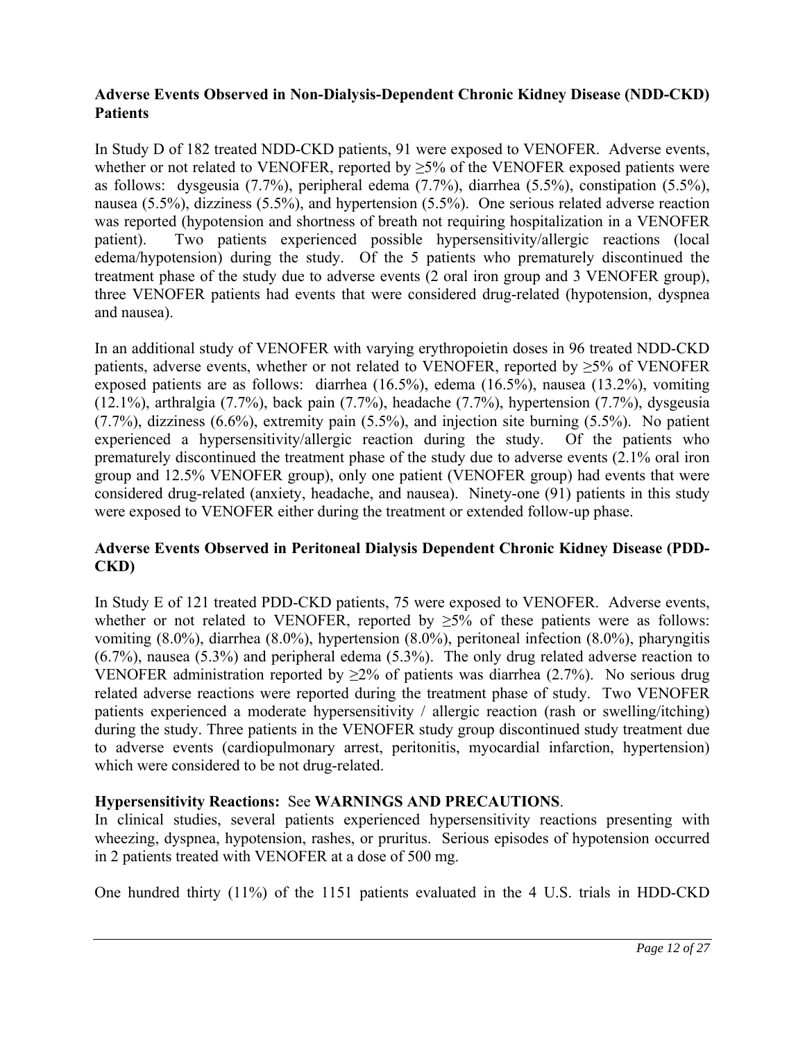**Adverse Events Observed in Non-Dialysis-Dependent Chronic Kidney Disease (NDD-CKD) Patients**

In Study D of 182 treated NDD-CKD patients, 91 were exposed to VENOFER. Adverse events, whether or not related to VENOFER, reported by ≥5% of the VENOFER exposed patients were as follows: dysgeusia (7.7%), peripheral edema (7.7%), diarrhea (5.5%), constipation (5.5%), nausea (5.5%), dizziness (5.5%), and hypertension (5.5%). One serious related adverse reaction was reported (hypotension and shortness of breath not requiring hospitalization in a VENOFER patient). Two patients experienced possible hypersensitivity/allergic reactions (local edema/hypotension) during the study. Of the 5 patients who prematurely discontinued the treatment phase of the study due to adverse events (2 oral iron group and 3 VENOFER group), three VENOFER patients had events that were considered drug-related (hypotension, dyspnea and nausea).

In an additional study of VENOFER with varying erythropoietin doses in 96 treated NDD-CKD patients, adverse events, whether or not related to VENOFER, reported by ≥5% of VENOFER exposed patients are as follows: diarrhea (16.5%), edema (16.5%), nausea (13.2%), vomiting (12.1%), arthralgia (7.7%), back pain (7.7%), headache (7.7%), hypertension (7.7%), dysgeusia (7.7%), dizziness (6.6%), extremity pain (5.5%), and injection site burning (5.5%). No patient experienced a hypersensitivity/allergic reaction during the study. Of the patients who prematurely discontinued the treatment phase of the study due to adverse events (2.1% oral iron group and 12.5% VENOFER group), only one patient (VENOFER group) had events that were considered drug-related (anxiety, headache, and nausea). Ninety-one (91) patients in this study were exposed to VENOFER either during the treatment or extended follow-up phase.

**Adverse Events Observed in Peritoneal Dialysis Dependent Chronic Kidney Disease (PDD-CKD)**

In Study E of 121 treated PDD-CKD patients, 75 were exposed to VENOFER. Adverse events, whether or not related to VENOFER, reported by ≥5% of these patients were as follows: vomiting (8.0%), diarrhea (8.0%), hypertension (8.0%), peritoneal infection (8.0%), pharyngitis (6.7%), nausea (5.3%) and peripheral edema (5.3%). The only drug related adverse reaction to VENOFER administration reported by ≥2% of patients was diarrhea (2.7%). No serious drug related adverse reactions were reported during the treatment phase of study. Two VENOFER patients experienced a moderate hypersensitivity / allergic reaction (rash or swelling/itching) during the study. Three patients in the VENOFER study group discontinued study treatment due to adverse events (cardiopulmonary arrest, peritonitis, myocardial infarction, hypertension) which were considered to be not drug-related.

**Hypersensitivity Reactions:** See **WARNINGS AND PRECAUTIONS**.

In clinical studies, several patients experienced hypersensitivity reactions presenting with wheezing, dyspnea, hypotension, rashes, or pruritus. Serious episodes of hypotension occurred in 2 patients treated with VENOFER at a dose of 500 mg.

One hundred thirty (11%) of the 1151 patients evaluated in the 4 U.S. trials in HDD-CKD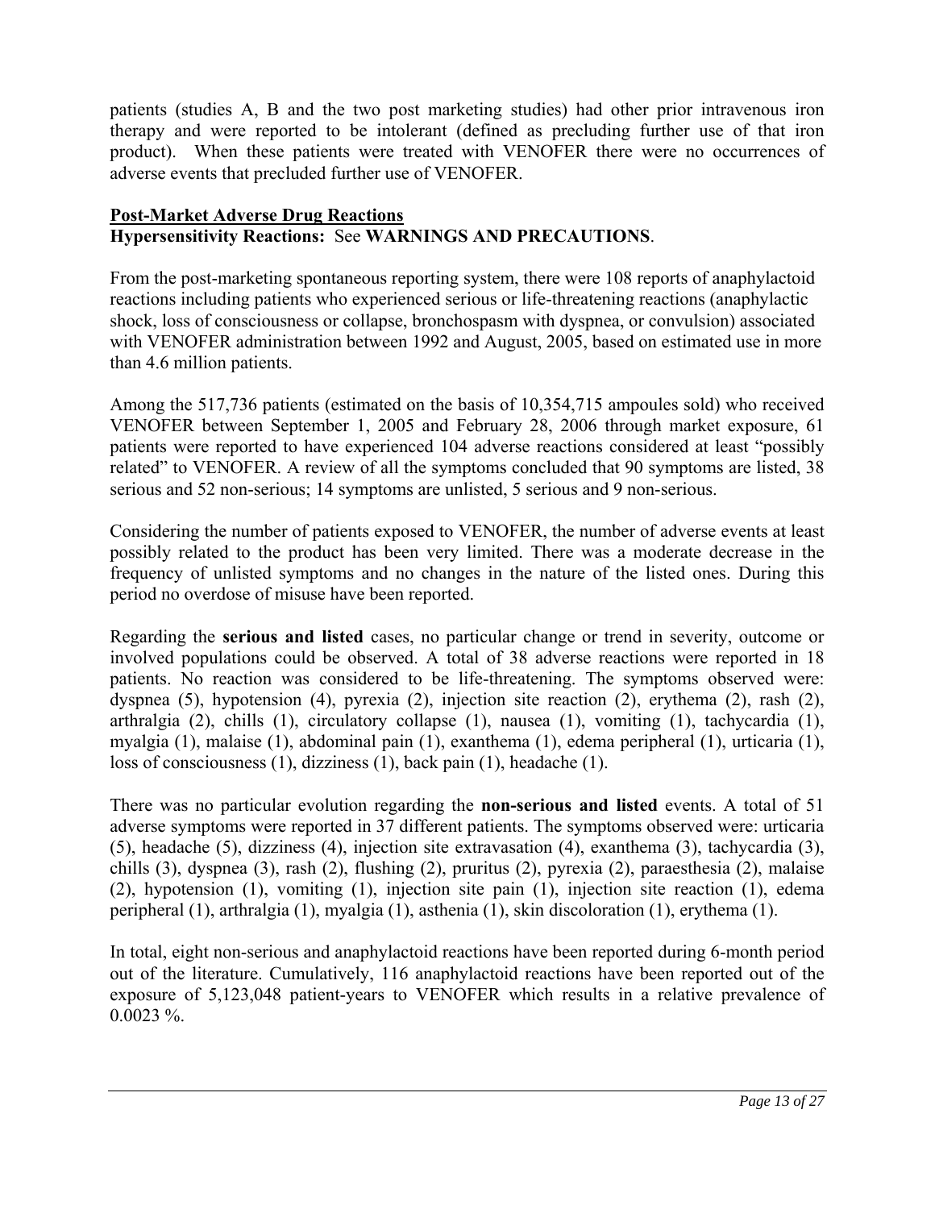patients (studies A, B and the two post marketing studies) had other prior intravenous iron therapy and were reported to be intolerant (defined as precluding further use of that iron product). When these patients were treated with VENOFER there were no occurrences of adverse events that precluded further use of VENOFER.

**Post-Market Adverse Drug Reactions**

**Hypersensitivity Reactions:** See **WARNINGS AND PRECAUTIONS**.

From the post-marketing spontaneous reporting system, there were 108 reports of anaphylactoid reactions including patients who experienced serious or life-threatening reactions (anaphylactic shock, loss of consciousness or collapse, bronchospasm with dyspnea, or convulsion) associated with VENOFER administration between 1992 and August, 2005, based on estimated use in more than 4.6 million patients.

Among the 517,736 patients (estimated on the basis of 10,354,715 ampoules sold) who received VENOFER between September 1, 2005 and February 28, 2006 through market exposure, 61 patients were reported to have experienced 104 adverse reactions considered at least "possibly related" to VENOFER. A review of all the symptoms concluded that 90 symptoms are listed, 38 serious and 52 non-serious; 14 symptoms are unlisted, 5 serious and 9 non-serious.

Considering the number of patients exposed to VENOFER, the number of adverse events at least possibly related to the product has been very limited. There was a moderate decrease in the frequency of unlisted symptoms and no changes in the nature of the listed ones. During this period no overdose of misuse have been reported.

Regarding the **serious and listed** cases, no particular change or trend in severity, outcome or involved populations could be observed. A total of 38 adverse reactions were reported in 18 patients. No reaction was considered to be life-threatening. The symptoms observed were: dyspnea (5), hypotension (4), pyrexia (2), injection site reaction (2), erythema (2), rash (2), arthralgia (2), chills (1), circulatory collapse (1), nausea (1), vomiting (1), tachycardia (1), myalgia (1), malaise (1), abdominal pain (1), exanthema (1), edema peripheral (1), urticaria (1), loss of consciousness (1), dizziness (1), back pain (1), headache (1).

There was no particular evolution regarding the **non-serious and listed** events. A total of 51 adverse symptoms were reported in 37 different patients. The symptoms observed were: urticaria (5), headache (5), dizziness (4), injection site extravasation (4), exanthema (3), tachycardia (3), chills (3), dyspnea (3), rash (2), flushing (2), pruritus (2), pyrexia (2), paraesthesia (2), malaise (2), hypotension (1), vomiting (1), injection site pain (1), injection site reaction (1), edema peripheral (1), arthralgia (1), myalgia (1), asthenia (1), skin discoloration (1), erythema (1).

In total, eight non-serious and anaphylactoid reactions have been reported during 6-month period out of the literature. Cumulatively, 116 anaphylactoid reactions have been reported out of the exposure of 5,123,048 patient-years to VENOFER which results in a relative prevalence of 0.0023 %.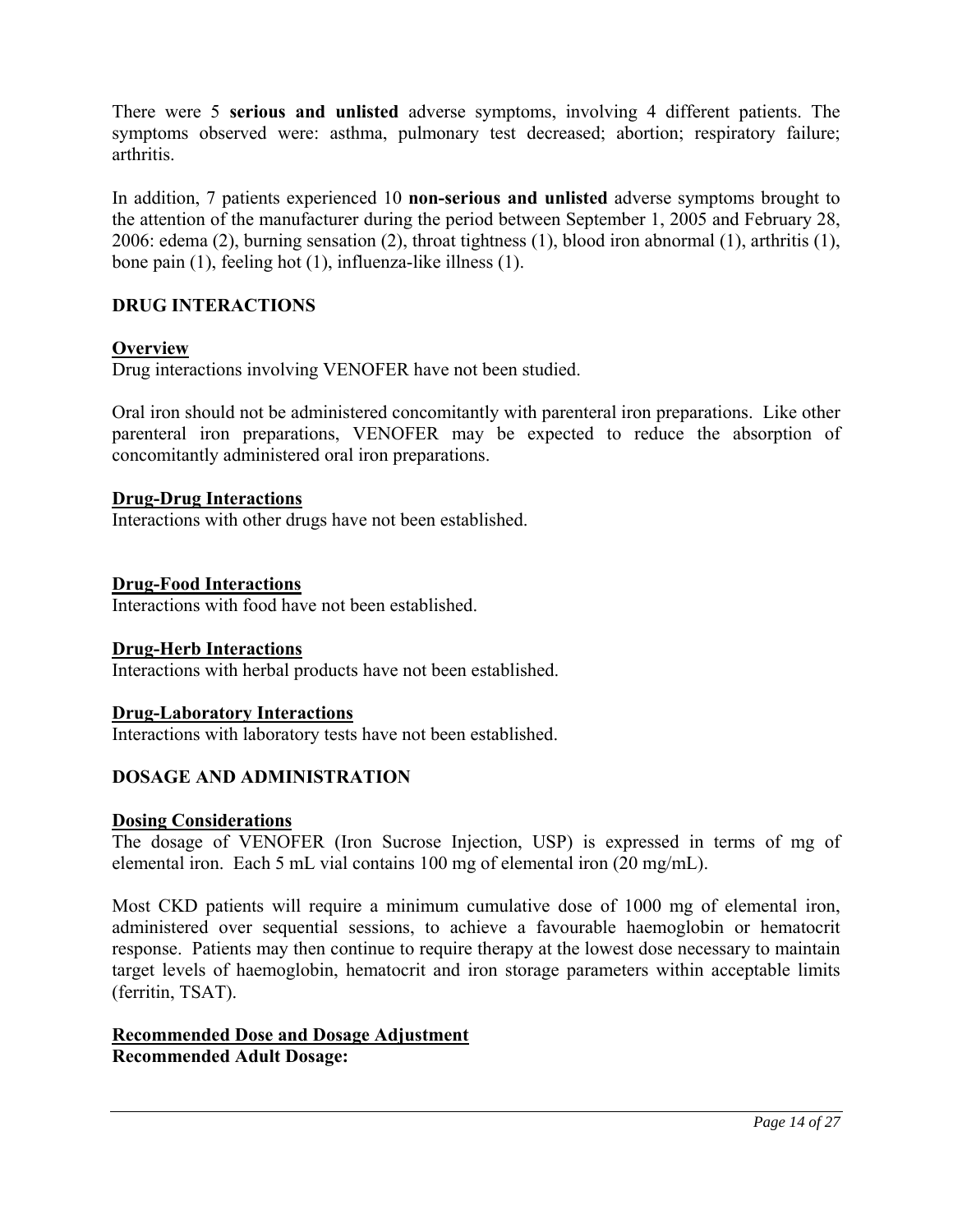There were 5 **serious and unlisted** adverse symptoms, involving 4 different patients. The symptoms observed were: asthma, pulmonary test decreased; abortion; respiratory failure; arthritis.

In addition, 7 patients experienced 10 **non-serious and unlisted** adverse symptoms brought to the attention of the manufacturer during the period between September 1, 2005 and February 28, 2006: edema (2), burning sensation (2), throat tightness (1), blood iron abnormal (1), arthritis (1), bone pain (1), feeling hot (1), influenza-like illness (1).

## DRUG INTERACTIONS

### Overview

Drug interactions involving VENOFER have not been studied.

Oral iron should not be administered concomitantly with parenteral iron preparations. Like other parenteral iron preparations, VENOFER may be expected to reduce the absorption of concomitantly administered oral iron preparations.

### Drug-Drug Interactions

Interactions with other drugs have not been established.

### Drug-Food Interactions

Interactions with food have not been established.

### Drug-Herb Interactions

Interactions with herbal products have not been established.

### Drug-Laboratory Interactions

Interactions with laboratory tests have not been established.

## DOSAGE AND ADMINISTRATION

### Dosing Considerations

The dosage of VENOFER (Iron Sucrose Injection, USP) is expressed in terms of mg of elemental iron. Each 5 mL vial contains 100 mg of elemental iron (20 mg/mL).

Most CKD patients will require a minimum cumulative dose of 1000 mg of elemental iron, administered over sequential sessions, to achieve a favourable haemoglobin or hematocrit response. Patients may then continue to require therapy at the lowest dose necessary to maintain target levels of haemoglobin, hematocrit and iron storage parameters within acceptable limits (ferritin, TSAT).

### Recommended Dose and Dosage Adjustment

**Recommended Adult Dosage:**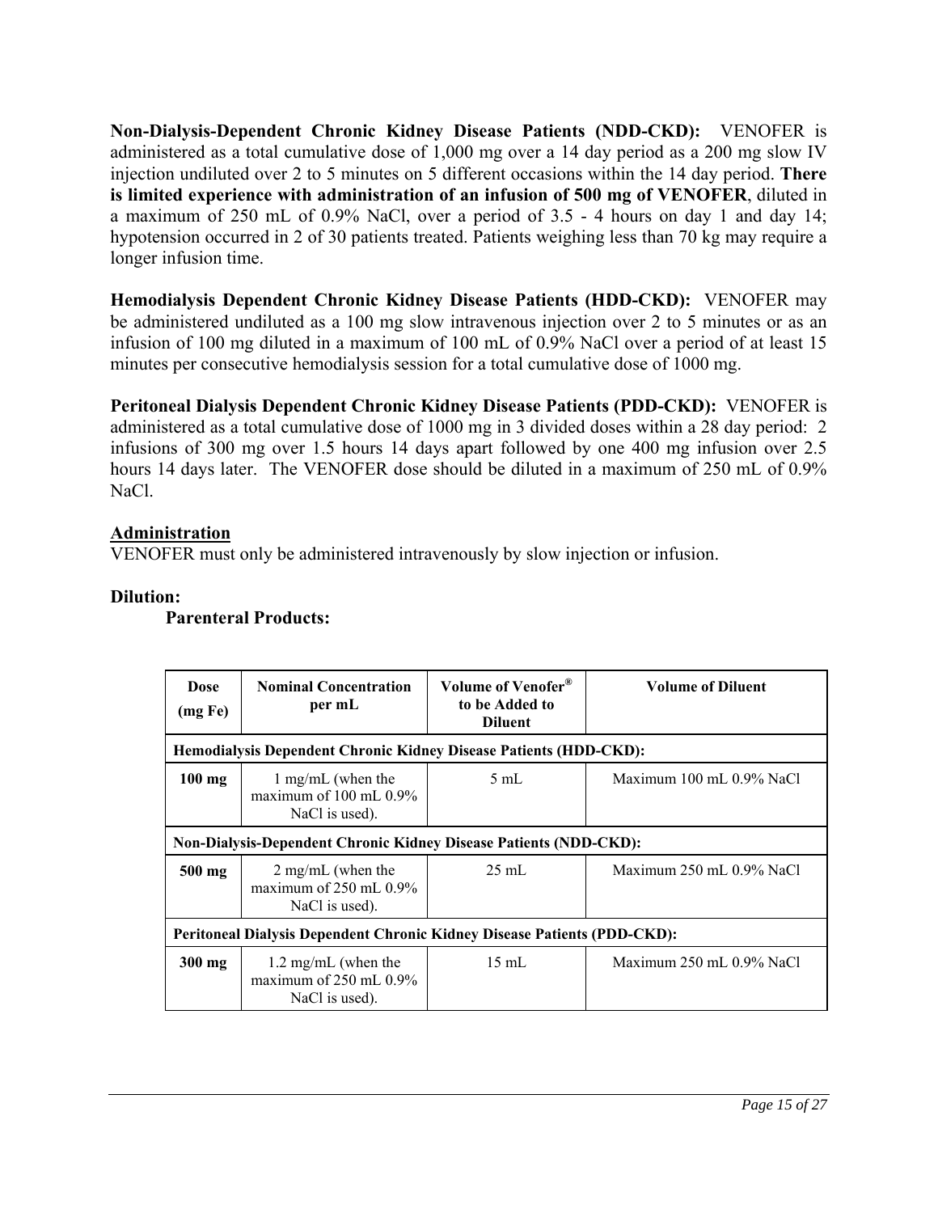**Non-Dialysis-Dependent Chronic Kidney Disease Patients (NDD-CKD):** VENOFER is administered as a total cumulative dose of 1,000 mg over a 14 day period as a 200 mg slow IV injection undiluted over 2 to 5 minutes on 5 different occasions within the 14 day period. **There is limited experience with administration of an infusion of 500 mg of VENOFER**, diluted in a maximum of 250 mL of 0.9% NaCl, over a period of 3.5 - 4 hours on day 1 and day 14; hypotension occurred in 2 of 30 patients treated. Patients weighing less than 70 kg may require a longer infusion time.

**Hemodialysis Dependent Chronic Kidney Disease Patients (HDD-CKD):** VENOFER may be administered undiluted as a 100 mg slow intravenous injection over 2 to 5 minutes or as an infusion of 100 mg diluted in a maximum of 100 mL of 0.9% NaCl over a period of at least 15 minutes per consecutive hemodialysis session for a total cumulative dose of 1000 mg.

**Peritoneal Dialysis Dependent Chronic Kidney Disease Patients (PDD-CKD):** VENOFER is administered as a total cumulative dose of 1000 mg in 3 divided doses within a 28 day period: 2 infusions of 300 mg over 1.5 hours 14 days apart followed by one 400 mg infusion over 2.5 hours 14 days later. The VENOFER dose should be diluted in a maximum of 250 mL of 0.9% NaCl.

## Administration

VENOFER must only be administered intravenously by slow injection or infusion.

**Dilution:**

**Parenteral Products:**

| Dose (mg Fe) | Nominal Concentration per mL | Volume of Venofer® to be Added to Diluent | Volume of Diluent |
|---|---|---|---|
| **Hemodialysis Dependent Chronic Kidney Disease Patients (HDD-CKD):** | | | |
| **100 mg** | 1 mg/mL (when the maximum of 100 mL 0.9% NaCl is used). | 5 mL | Maximum 100 mL 0.9% NaCl |
| **Non-Dialysis-Dependent Chronic Kidney Disease Patients (NDD-CKD):** | | | |
| **500 mg** | 2 mg/mL (when the maximum of 250 mL 0.9% NaCl is used). | 25 mL | Maximum 250 mL 0.9% NaCl |
| **Peritoneal Dialysis Dependent Chronic Kidney Disease Patients (PDD-CKD):** | | | |
| **300 mg** | 1.2 mg/mL (when the maximum of 250 mL 0.9% NaCl is used). | 15 mL | Maximum 250 mL 0.9% NaCl |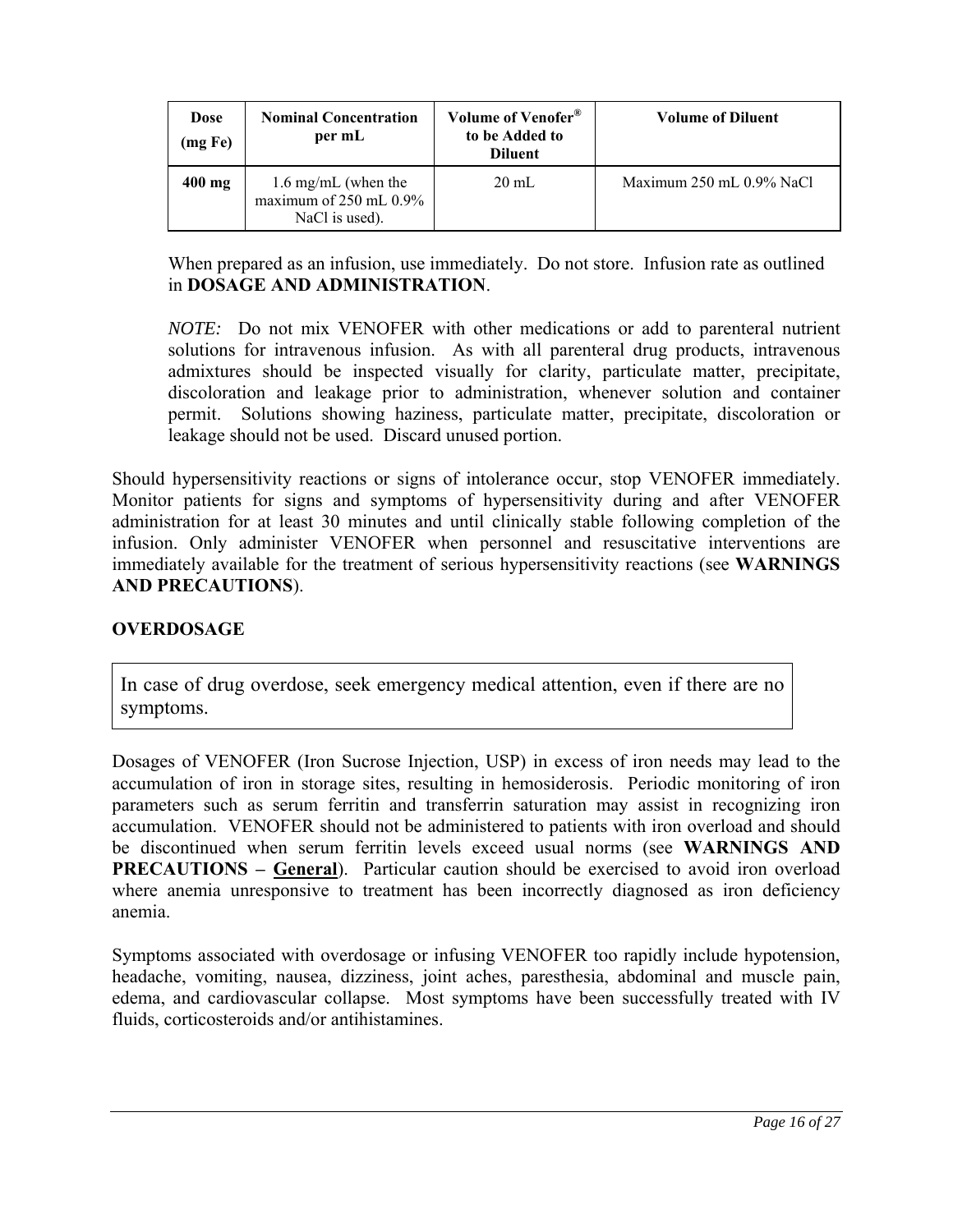| Dose (mg Fe) | Nominal Concentration per mL | Volume of Venofer® to be Added to Diluent | Volume of Diluent |
|---|---|---|---|
| **400 mg** | 1.6 mg/mL (when the maximum of 250 mL 0.9% NaCl is used). | 20 mL | Maximum 250 mL 0.9% NaCl |

When prepared as an infusion, use immediately. Do not store. Infusion rate as outlined in **DOSAGE AND ADMINISTRATION**.

*NOTE:* Do not mix VENOFER with other medications or add to parenteral nutrient solutions for intravenous infusion. As with all parenteral drug products, intravenous admixtures should be inspected visually for clarity, particulate matter, precipitate, discoloration and leakage prior to administration, whenever solution and container permit. Solutions showing haziness, particulate matter, precipitate, discoloration or leakage should not be used. Discard unused portion.

Should hypersensitivity reactions or signs of intolerance occur, stop VENOFER immediately. Monitor patients for signs and symptoms of hypersensitivity during and after VENOFER administration for at least 30 minutes and until clinically stable following completion of the infusion. Only administer VENOFER when personnel and resuscitative interventions are immediately available for the treatment of serious hypersensitivity reactions (see **WARNINGS AND PRECAUTIONS**).

## OVERDOSAGE

In case of drug overdose, seek emergency medical attention, even if there are no symptoms.

Dosages of VENOFER (Iron Sucrose Injection, USP) in excess of iron needs may lead to the accumulation of iron in storage sites, resulting in hemosiderosis. Periodic monitoring of iron parameters such as serum ferritin and transferrin saturation may assist in recognizing iron accumulation. VENOFER should not be administered to patients with iron overload and should be discontinued when serum ferritin levels exceed usual norms (see **WARNINGS AND PRECAUTIONS – General**). Particular caution should be exercised to avoid iron overload where anemia unresponsive to treatment has been incorrectly diagnosed as iron deficiency anemia.

Symptoms associated with overdosage or infusing VENOFER too rapidly include hypotension, headache, vomiting, nausea, dizziness, joint aches, paresthesia, abdominal and muscle pain, edema, and cardiovascular collapse. Most symptoms have been successfully treated with IV fluids, corticosteroids and/or antihistamines.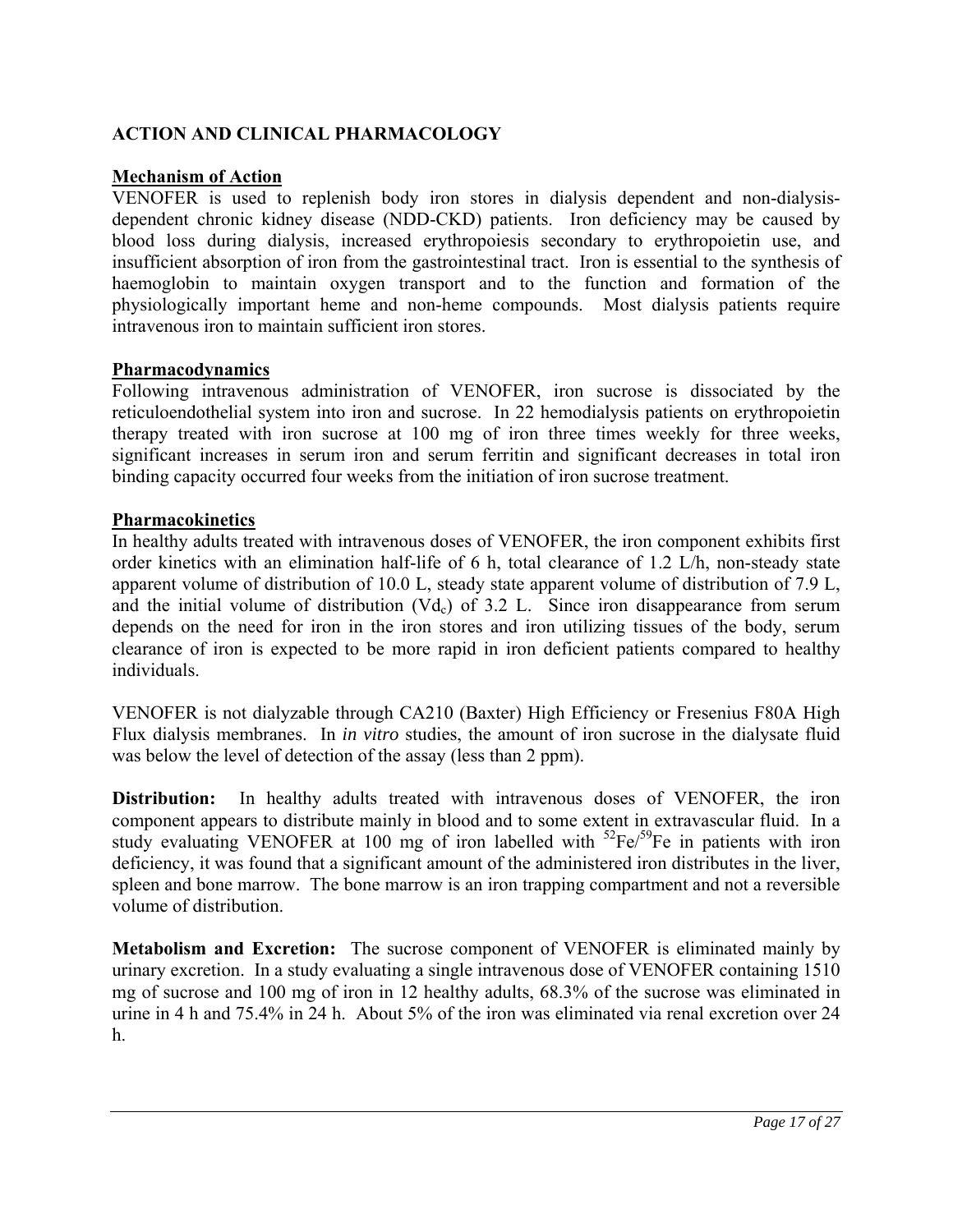## ACTION AND CLINICAL PHARMACOLOGY

### Mechanism of Action

VENOFER is used to replenish body iron stores in dialysis dependent and non-dialysis-dependent chronic kidney disease (NDD-CKD) patients. Iron deficiency may be caused by blood loss during dialysis, increased erythropoiesis secondary to erythropoietin use, and insufficient absorption of iron from the gastrointestinal tract. Iron is essential to the synthesis of haemoglobin to maintain oxygen transport and to the function and formation of the physiologically important heme and non-heme compounds. Most dialysis patients require intravenous iron to maintain sufficient iron stores.

### Pharmacodynamics

Following intravenous administration of VENOFER, iron sucrose is dissociated by the reticuloendothelial system into iron and sucrose. In 22 hemodialysis patients on erythropoietin therapy treated with iron sucrose at 100 mg of iron three times weekly for three weeks, significant increases in serum iron and serum ferritin and significant decreases in total iron binding capacity occurred four weeks from the initiation of iron sucrose treatment.

### Pharmacokinetics

In healthy adults treated with intravenous doses of VENOFER, the iron component exhibits first order kinetics with an elimination half-life of 6 h, total clearance of 1.2 L/h, non-steady state apparent volume of distribution of 10.0 L, steady state apparent volume of distribution of 7.9 L, and the initial volume of distribution ($Vd_c$) of 3.2 L. Since iron disappearance from serum depends on the need for iron in the iron stores and iron utilizing tissues of the body, serum clearance of iron is expected to be more rapid in iron deficient patients compared to healthy individuals.

VENOFER is not dialyzable through CA210 (Baxter) High Efficiency or Fresenius F80A High Flux dialysis membranes. In *in vitro* studies, the amount of iron sucrose in the dialysate fluid was below the level of detection of the assay (less than 2 ppm).

**Distribution:** In healthy adults treated with intravenous doses of VENOFER, the iron component appears to distribute mainly in blood and to some extent in extravascular fluid. In a study evaluating VENOFER at 100 mg of iron labelled with $^{52}Fe/^{59}Fe$ in patients with iron deficiency, it was found that a significant amount of the administered iron distributes in the liver, spleen and bone marrow. The bone marrow is an iron trapping compartment and not a reversible volume of distribution.

**Metabolism and Excretion:** The sucrose component of VENOFER is eliminated mainly by urinary excretion. In a study evaluating a single intravenous dose of VENOFER containing 1510 mg of sucrose and 100 mg of iron in 12 healthy adults, 68.3% of the sucrose was eliminated in urine in 4 h and 75.4% in 24 h. About 5% of the iron was eliminated via renal excretion over 24 h.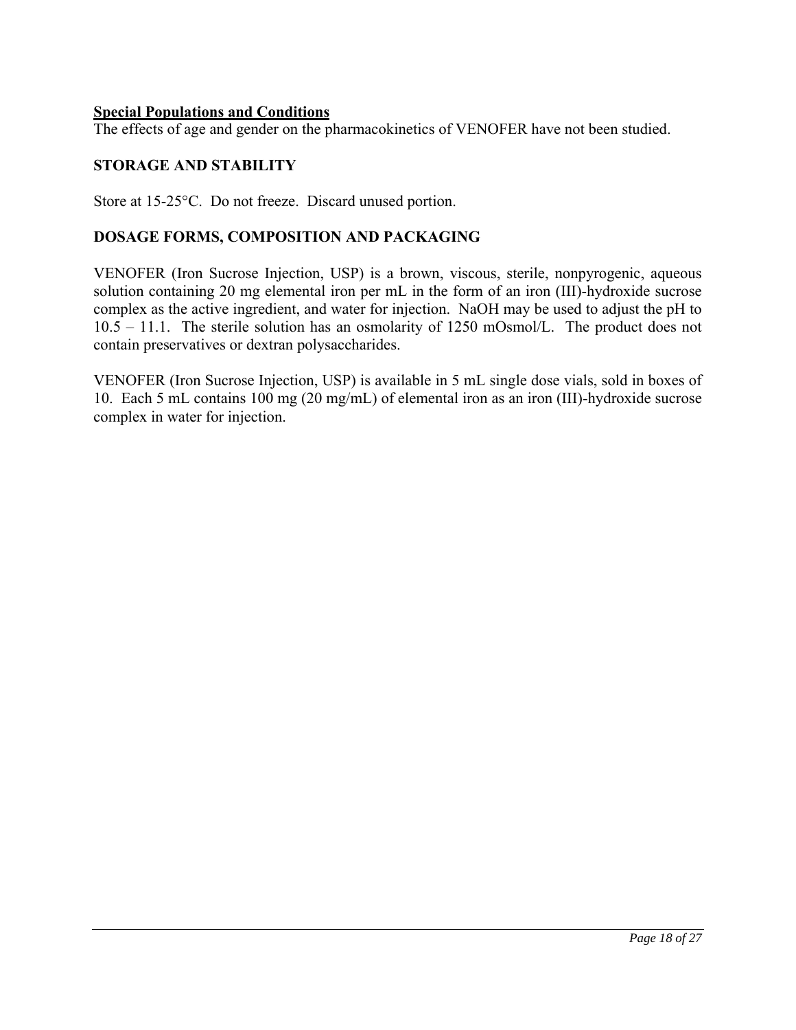## Special Populations and Conditions

The effects of age and gender on the pharmacokinetics of VENOFER have not been studied.

## STORAGE AND STABILITY

Store at 15-25°C. Do not freeze. Discard unused portion.

## DOSAGE FORMS, COMPOSITION AND PACKAGING

VENOFER (Iron Sucrose Injection, USP) is a brown, viscous, sterile, nonpyrogenic, aqueous solution containing 20 mg elemental iron per mL in the form of an iron (III)-hydroxide sucrose complex as the active ingredient, and water for injection. NaOH may be used to adjust the pH to 10.5 – 11.1. The sterile solution has an osmolarity of 1250 mOsmol/L. The product does not contain preservatives or dextran polysaccharides.

VENOFER (Iron Sucrose Injection, USP) is available in 5 mL single dose vials, sold in boxes of 10. Each 5 mL contains 100 mg (20 mg/mL) of elemental iron as an iron (III)-hydroxide sucrose complex in water for injection.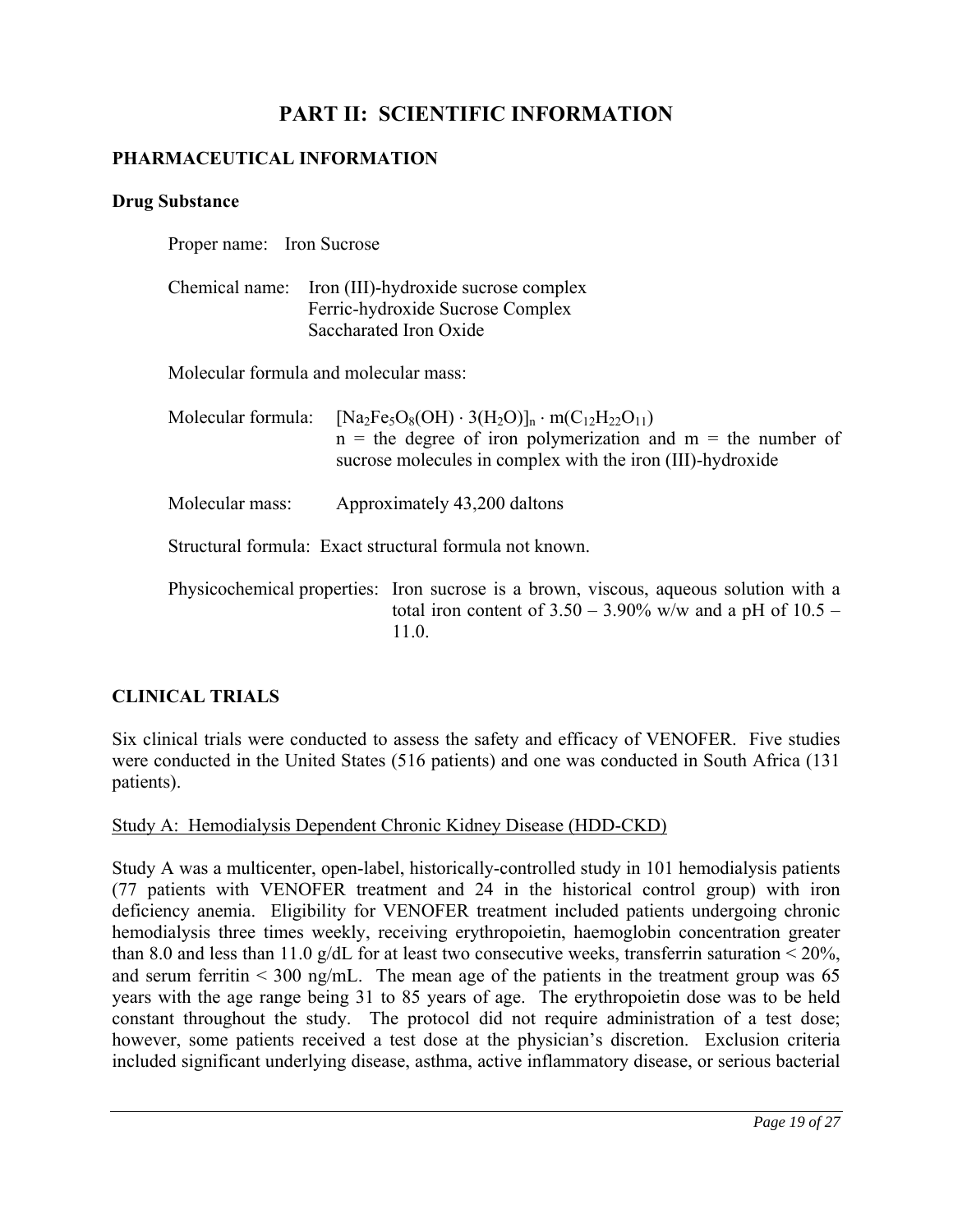# PART II: SCIENTIFIC INFORMATION

## PHARMACEUTICAL INFORMATION

### Drug Substance

Proper name: Iron Sucrose

Chemical name: Iron (III)-hydroxide sucrose complex
Ferric-hydroxide Sucrose Complex
Saccharated Iron Oxide

Molecular formula and molecular mass:

Molecular formula: $[Na_2Fe_5O_8(OH) \cdot 3(H_2O)]_n \cdot m(C_{12}H_{22}O_{11})$
n = the degree of iron polymerization and m = the number of sucrose molecules in complex with the iron (III)-hydroxide

Molecular mass: Approximately 43,200 daltons

Structural formula: Exact structural formula not known.

Physicochemical properties: Iron sucrose is a brown, viscous, aqueous solution with a total iron content of 3.50 – 3.90% w/w and a pH of 10.5 – 11.0.

## CLINICAL TRIALS

Six clinical trials were conducted to assess the safety and efficacy of VENOFER. Five studies were conducted in the United States (516 patients) and one was conducted in South Africa (131 patients).

Study A: Hemodialysis Dependent Chronic Kidney Disease (HDD-CKD)

Study A was a multicenter, open-label, historically-controlled study in 101 hemodialysis patients (77 patients with VENOFER treatment and 24 in the historical control group) with iron deficiency anemia. Eligibility for VENOFER treatment included patients undergoing chronic hemodialysis three times weekly, receiving erythropoietin, haemoglobin concentration greater than 8.0 and less than 11.0 g/dL for at least two consecutive weeks, transferrin saturation < 20%, and serum ferritin < 300 ng/mL. The mean age of the patients in the treatment group was 65 years with the age range being 31 to 85 years of age. The erythropoietin dose was to be held constant throughout the study. The protocol did not require administration of a test dose; however, some patients received a test dose at the physician's discretion. Exclusion criteria included significant underlying disease, asthma, active inflammatory disease, or serious bacterial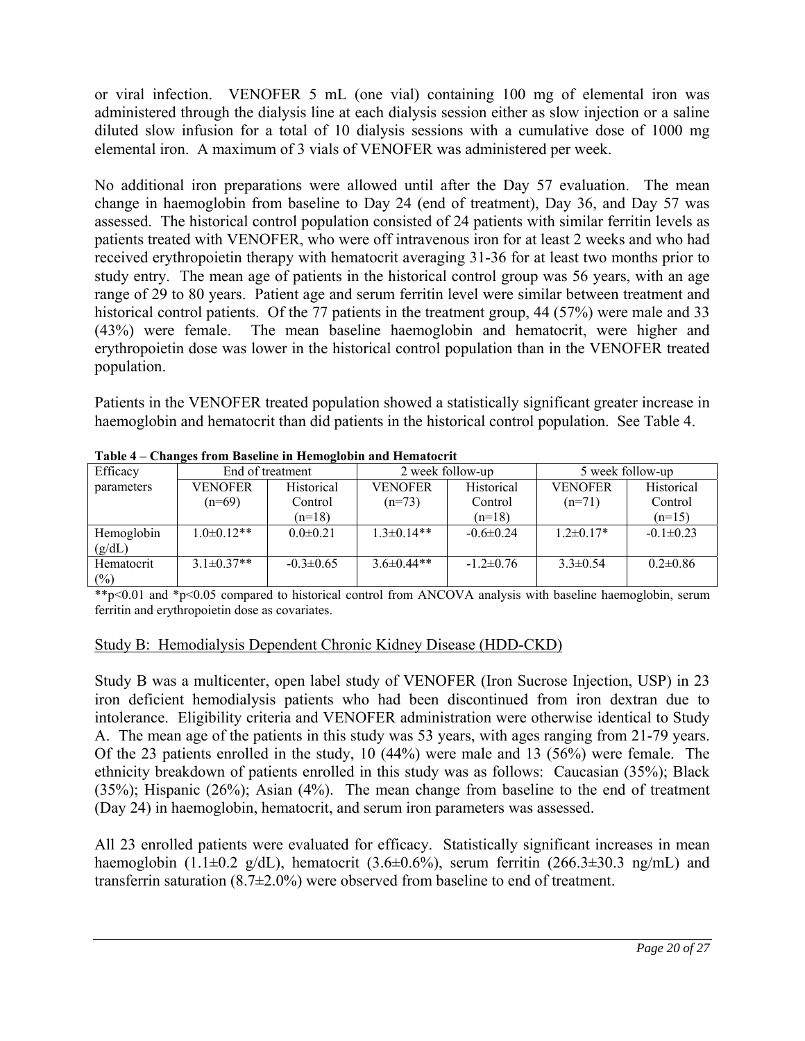or viral infection. VENOFER 5 mL (one vial) containing 100 mg of elemental iron was administered through the dialysis line at each dialysis session either as slow injection or a saline diluted slow infusion for a total of 10 dialysis sessions with a cumulative dose of 1000 mg elemental iron. A maximum of 3 vials of VENOFER was administered per week.

No additional iron preparations were allowed until after the Day 57 evaluation. The mean change in haemoglobin from baseline to Day 24 (end of treatment), Day 36, and Day 57 was assessed. The historical control population consisted of 24 patients with similar ferritin levels as patients treated with VENOFER, who were off intravenous iron for at least 2 weeks and who had received erythropoietin therapy with hematocrit averaging 31-36 for at least two months prior to study entry. The mean age of patients in the historical control group was 56 years, with an age range of 29 to 80 years. Patient age and serum ferritin level were similar between treatment and historical control patients. Of the 77 patients in the treatment group, 44 (57%) were male and 33 (43%) were female. The mean baseline haemoglobin and hematocrit, were higher and erythropoietin dose was lower in the historical control population than in the VENOFER treated population.

Patients in the VENOFER treated population showed a statistically significant greater increase in haemoglobin and hematocrit than did patients in the historical control population. See Table 4.

**Table 4 – Changes from Baseline in Hemoglobin and Hematocrit**

| Efficacy parameters | End of treatment | | 2 week follow-up | | 5 week follow-up | |
|---|---|---|---|---|---|---|
| | VENOFER (n=69) | Historical Control (n=18) | VENOFER (n=73) | Historical Control (n=18) | VENOFER (n=71) | Historical Control (n=15) |
| Hemoglobin (g/dL) | 1.0±0.12** | 0.0±0.21 | 1.3±0.14** | -0.6±0.24 | 1.2±0.17* | -0.1±0.23 |
| Hematocrit (%) | 3.1±0.37** | -0.3±0.65 | 3.6±0.44** | -1.2±0.76 | 3.3±0.54 | 0.2±0.86 |

**$p<0.01$ and *$p<0.05$ compared to historical control from ANCOVA analysis with baseline haemoglobin, serum ferritin and erythropoietin dose as covariates.

Study B: Hemodialysis Dependent Chronic Kidney Disease (HDD-CKD)

Study B was a multicenter, open label study of VENOFER (Iron Sucrose Injection, USP) in 23 iron deficient hemodialysis patients who had been discontinued from iron dextran due to intolerance. Eligibility criteria and VENOFER administration were otherwise identical to Study A. The mean age of the patients in this study was 53 years, with ages ranging from 21-79 years. Of the 23 patients enrolled in the study, 10 (44%) were male and 13 (56%) were female. The ethnicity breakdown of patients enrolled in this study was as follows: Caucasian (35%); Black (35%); Hispanic (26%); Asian (4%). The mean change from baseline to the end of treatment (Day 24) in haemoglobin, hematocrit, and serum iron parameters was assessed.

All 23 enrolled patients were evaluated for efficacy. Statistically significant increases in mean haemoglobin (1.1±0.2 g/dL), hematocrit (3.6±0.6%), serum ferritin (266.3±30.3 ng/mL) and transferrin saturation (8.7±2.0%) were observed from baseline to end of treatment.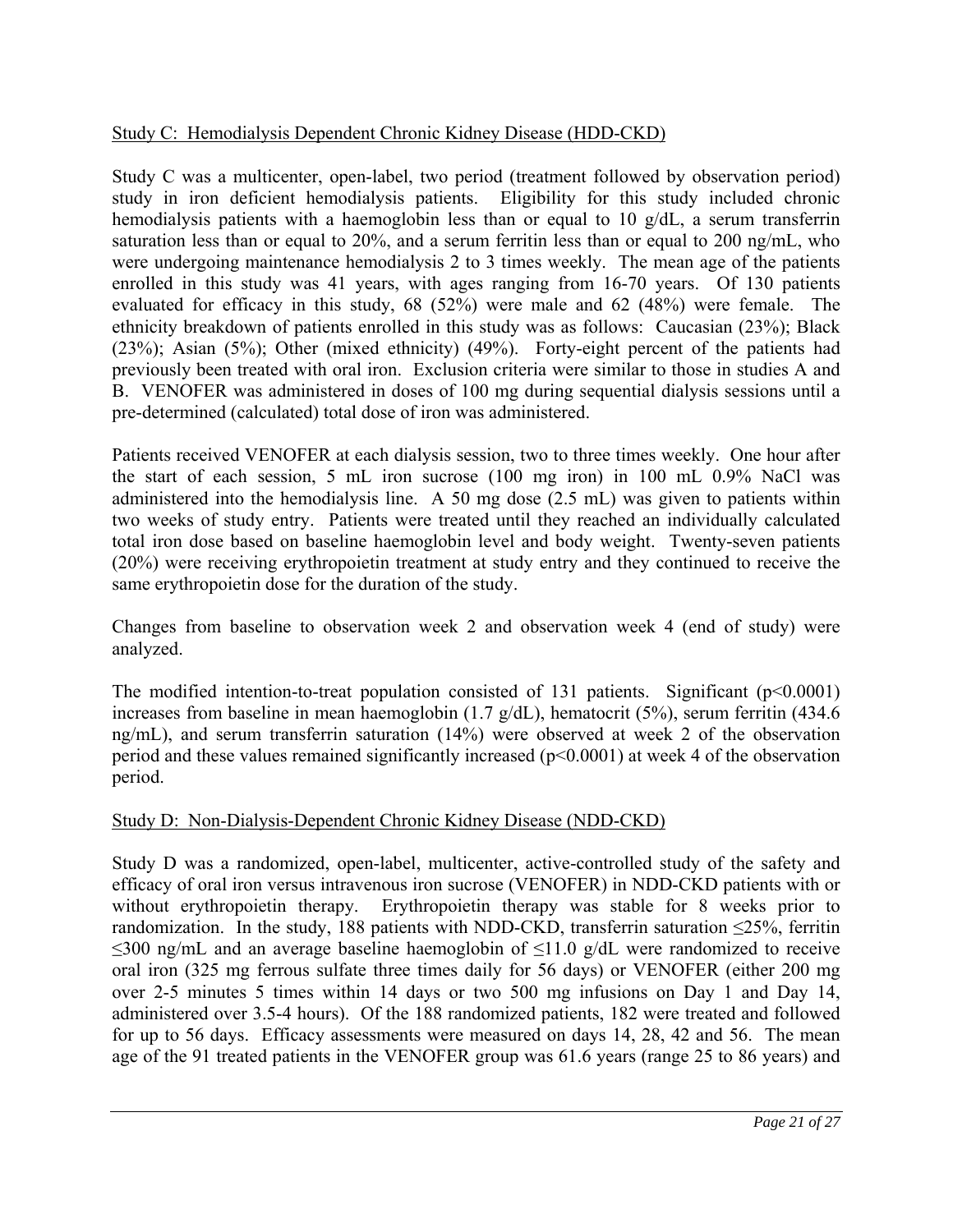## Study C: Hemodialysis Dependent Chronic Kidney Disease (HDD-CKD)

Study C was a multicenter, open-label, two period (treatment followed by observation period) study in iron deficient hemodialysis patients. Eligibility for this study included chronic hemodialysis patients with a haemoglobin less than or equal to 10 g/dL, a serum transferrin saturation less than or equal to 20%, and a serum ferritin less than or equal to 200 ng/mL, who were undergoing maintenance hemodialysis 2 to 3 times weekly. The mean age of the patients enrolled in this study was 41 years, with ages ranging from 16-70 years. Of 130 patients evaluated for efficacy in this study, 68 (52%) were male and 62 (48%) were female. The ethnicity breakdown of patients enrolled in this study was as follows: Caucasian (23%); Black (23%); Asian (5%); Other (mixed ethnicity) (49%). Forty-eight percent of the patients had previously been treated with oral iron. Exclusion criteria were similar to those in studies A and B. VENOFER was administered in doses of 100 mg during sequential dialysis sessions until a pre-determined (calculated) total dose of iron was administered.

Patients received VENOFER at each dialysis session, two to three times weekly. One hour after the start of each session, 5 mL iron sucrose (100 mg iron) in 100 mL 0.9% NaCl was administered into the hemodialysis line. A 50 mg dose (2.5 mL) was given to patients within two weeks of study entry. Patients were treated until they reached an individually calculated total iron dose based on baseline haemoglobin level and body weight. Twenty-seven patients (20%) were receiving erythropoietin treatment at study entry and they continued to receive the same erythropoietin dose for the duration of the study.

Changes from baseline to observation week 2 and observation week 4 (end of study) were analyzed.

The modified intention-to-treat population consisted of 131 patients. Significant ($p<0.0001$) increases from baseline in mean haemoglobin (1.7 g/dL), hematocrit (5%), serum ferritin (434.6 ng/mL), and serum transferrin saturation (14%) were observed at week 2 of the observation period and these values remained significantly increased ($p<0.0001$) at week 4 of the observation period.

## Study D: Non-Dialysis-Dependent Chronic Kidney Disease (NDD-CKD)

Study D was a randomized, open-label, multicenter, active-controlled study of the safety and efficacy of oral iron versus intravenous iron sucrose (VENOFER) in NDD-CKD patients with or without erythropoietin therapy. Erythropoietin therapy was stable for 8 weeks prior to randomization. In the study, 188 patients with NDD-CKD, transferrin saturation ≤25%, ferritin ≤300 ng/mL and an average baseline haemoglobin of ≤11.0 g/dL were randomized to receive oral iron (325 mg ferrous sulfate three times daily for 56 days) or VENOFER (either 200 mg over 2-5 minutes 5 times within 14 days or two 500 mg infusions on Day 1 and Day 14, administered over 3.5-4 hours). Of the 188 randomized patients, 182 were treated and followed for up to 56 days. Efficacy assessments were measured on days 14, 28, 42 and 56. The mean age of the 91 treated patients in the VENOFER group was 61.6 years (range 25 to 86 years) and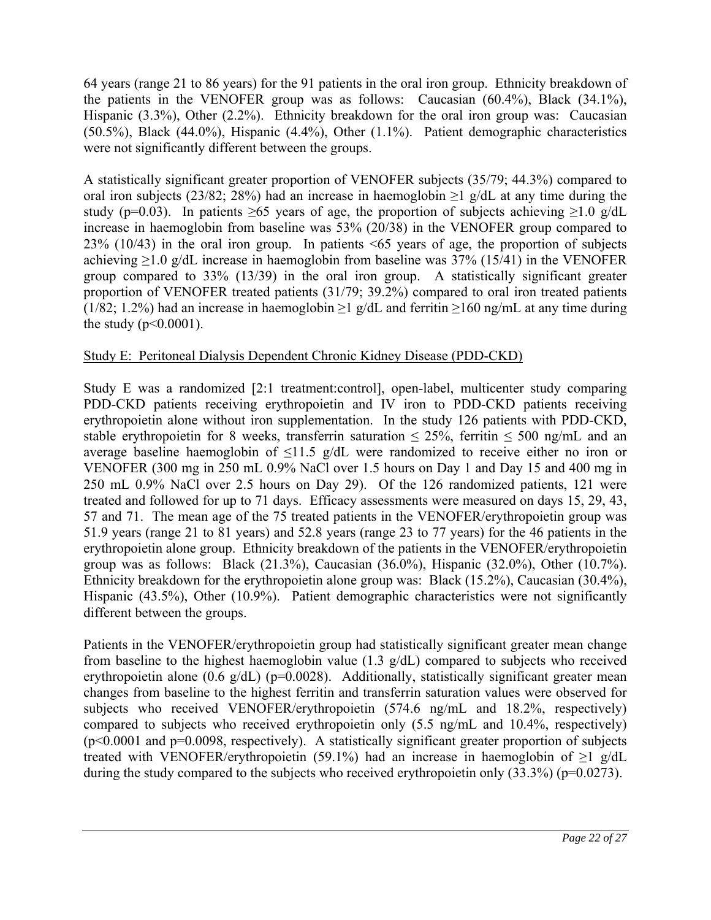64 years (range 21 to 86 years) for the 91 patients in the oral iron group. Ethnicity breakdown of the patients in the VENOFER group was as follows: Caucasian (60.4%), Black (34.1%), Hispanic (3.3%), Other (2.2%). Ethnicity breakdown for the oral iron group was: Caucasian (50.5%), Black (44.0%), Hispanic (4.4%), Other (1.1%). Patient demographic characteristics were not significantly different between the groups.

A statistically significant greater proportion of VENOFER subjects (35/79; 44.3%) compared to oral iron subjects (23/82; 28%) had an increase in haemoglobin ≥1 g/dL at any time during the study (p=0.03). In patients ≥65 years of age, the proportion of subjects achieving ≥1.0 g/dL increase in haemoglobin from baseline was 53% (20/38) in the VENOFER group compared to 23% (10/43) in the oral iron group. In patients <65 years of age, the proportion of subjects achieving ≥1.0 g/dL increase in haemoglobin from baseline was 37% (15/41) in the VENOFER group compared to 33% (13/39) in the oral iron group. A statistically significant greater proportion of VENOFER treated patients (31/79; 39.2%) compared to oral iron treated patients (1/82; 1.2%) had an increase in haemoglobin ≥1 g/dL and ferritin ≥160 ng/mL at any time during the study (p<0.0001).

Study E: Peritoneal Dialysis Dependent Chronic Kidney Disease (PDD-CKD)

Study E was a randomized [2:1 treatment:control], open-label, multicenter study comparing PDD-CKD patients receiving erythropoietin and IV iron to PDD-CKD patients receiving erythropoietin alone without iron supplementation. In the study 126 patients with PDD-CKD, stable erythropoietin for 8 weeks, transferrin saturation ≤ 25%, ferritin ≤ 500 ng/mL and an average baseline haemoglobin of ≤11.5 g/dL were randomized to receive either no iron or VENOFER (300 mg in 250 mL 0.9% NaCl over 1.5 hours on Day 1 and Day 15 and 400 mg in 250 mL 0.9% NaCl over 2.5 hours on Day 29). Of the 126 randomized patients, 121 were treated and followed for up to 71 days. Efficacy assessments were measured on days 15, 29, 43, 57 and 71. The mean age of the 75 treated patients in the VENOFER/erythropoietin group was 51.9 years (range 21 to 81 years) and 52.8 years (range 23 to 77 years) for the 46 patients in the erythropoietin alone group. Ethnicity breakdown of the patients in the VENOFER/erythropoietin group was as follows: Black (21.3%), Caucasian (36.0%), Hispanic (32.0%), Other (10.7%). Ethnicity breakdown for the erythropoietin alone group was: Black (15.2%), Caucasian (30.4%), Hispanic (43.5%), Other (10.9%). Patient demographic characteristics were not significantly different between the groups.

Patients in the VENOFER/erythropoietin group had statistically significant greater mean change from baseline to the highest haemoglobin value (1.3 g/dL) compared to subjects who received erythropoietin alone (0.6 g/dL) (p=0.0028). Additionally, statistically significant greater mean changes from baseline to the highest ferritin and transferrin saturation values were observed for subjects who received VENOFER/erythropoietin (574.6 ng/mL and 18.2%, respectively) compared to subjects who received erythropoietin only (5.5 ng/mL and 10.4%, respectively) (p<0.0001 and p=0.0098, respectively). A statistically significant greater proportion of subjects treated with VENOFER/erythropoietin (59.1%) had an increase in haemoglobin of ≥1 g/dL during the study compared to the subjects who received erythropoietin only (33.3%) (p=0.0273).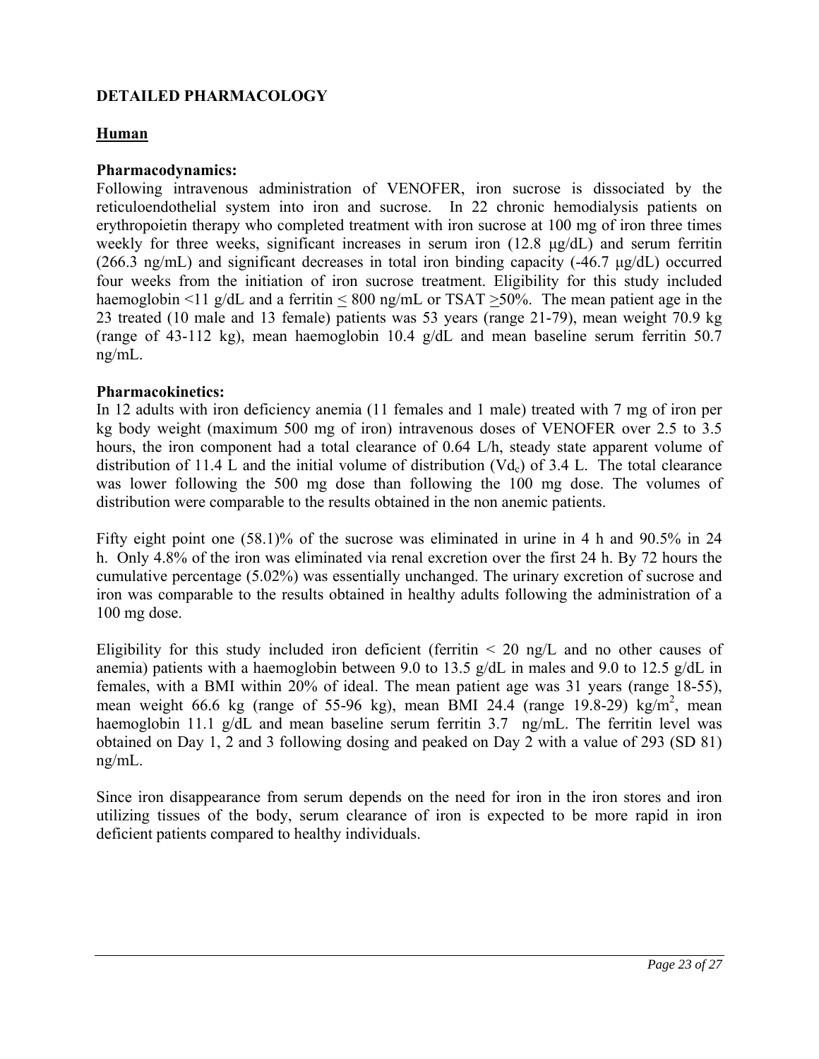## DETAILED PHARMACOLOGY

### Human

**Pharmacodynamics:**
Following intravenous administration of VENOFER, iron sucrose is dissociated by the reticuloendothelial system into iron and sucrose. In 22 chronic hemodialysis patients on erythropoietin therapy who completed treatment with iron sucrose at 100 mg of iron three times weekly for three weeks, significant increases in serum iron (12.8 μg/dL) and serum ferritin (266.3 ng/mL) and significant decreases in total iron binding capacity (-46.7 μg/dL) occurred four weeks from the initiation of iron sucrose treatment. Eligibility for this study included haemoglobin <11 g/dL and a ferritin ≤ 800 ng/mL or TSAT ≥50%. The mean patient age in the 23 treated (10 male and 13 female) patients was 53 years (range 21-79), mean weight 70.9 kg (range of 43-112 kg), mean haemoglobin 10.4 g/dL and mean baseline serum ferritin 50.7 ng/mL.

**Pharmacokinetics:**
In 12 adults with iron deficiency anemia (11 females and 1 male) treated with 7 mg of iron per kg body weight (maximum 500 mg of iron) intravenous doses of VENOFER over 2.5 to 3.5 hours, the iron component had a total clearance of 0.64 L/h, steady state apparent volume of distribution of 11.4 L and the initial volume of distribution ($Vd_c$) of 3.4 L. The total clearance was lower following the 500 mg dose than following the 100 mg dose. The volumes of distribution were comparable to the results obtained in the non anemic patients.

Fifty eight point one (58.1)% of the sucrose was eliminated in urine in 4 h and 90.5% in 24 h. Only 4.8% of the iron was eliminated via renal excretion over the first 24 h. By 72 hours the cumulative percentage (5.02%) was essentially unchanged. The urinary excretion of sucrose and iron was comparable to the results obtained in healthy adults following the administration of a 100 mg dose.

Eligibility for this study included iron deficient (ferritin < 20 ng/L and no other causes of anemia) patients with a haemoglobin between 9.0 to 13.5 g/dL in males and 9.0 to 12.5 g/dL in females, with a BMI within 20% of ideal. The mean patient age was 31 years (range 18-55), mean weight 66.6 kg (range of 55-96 kg), mean BMI 24.4 (range 19.8-29) $kg/m^2$, mean haemoglobin 11.1 g/dL and mean baseline serum ferritin 3.7 ng/mL. The ferritin level was obtained on Day 1, 2 and 3 following dosing and peaked on Day 2 with a value of 293 (SD 81) ng/mL.

Since iron disappearance from serum depends on the need for iron in the iron stores and iron utilizing tissues of the body, serum clearance of iron is expected to be more rapid in iron deficient patients compared to healthy individuals.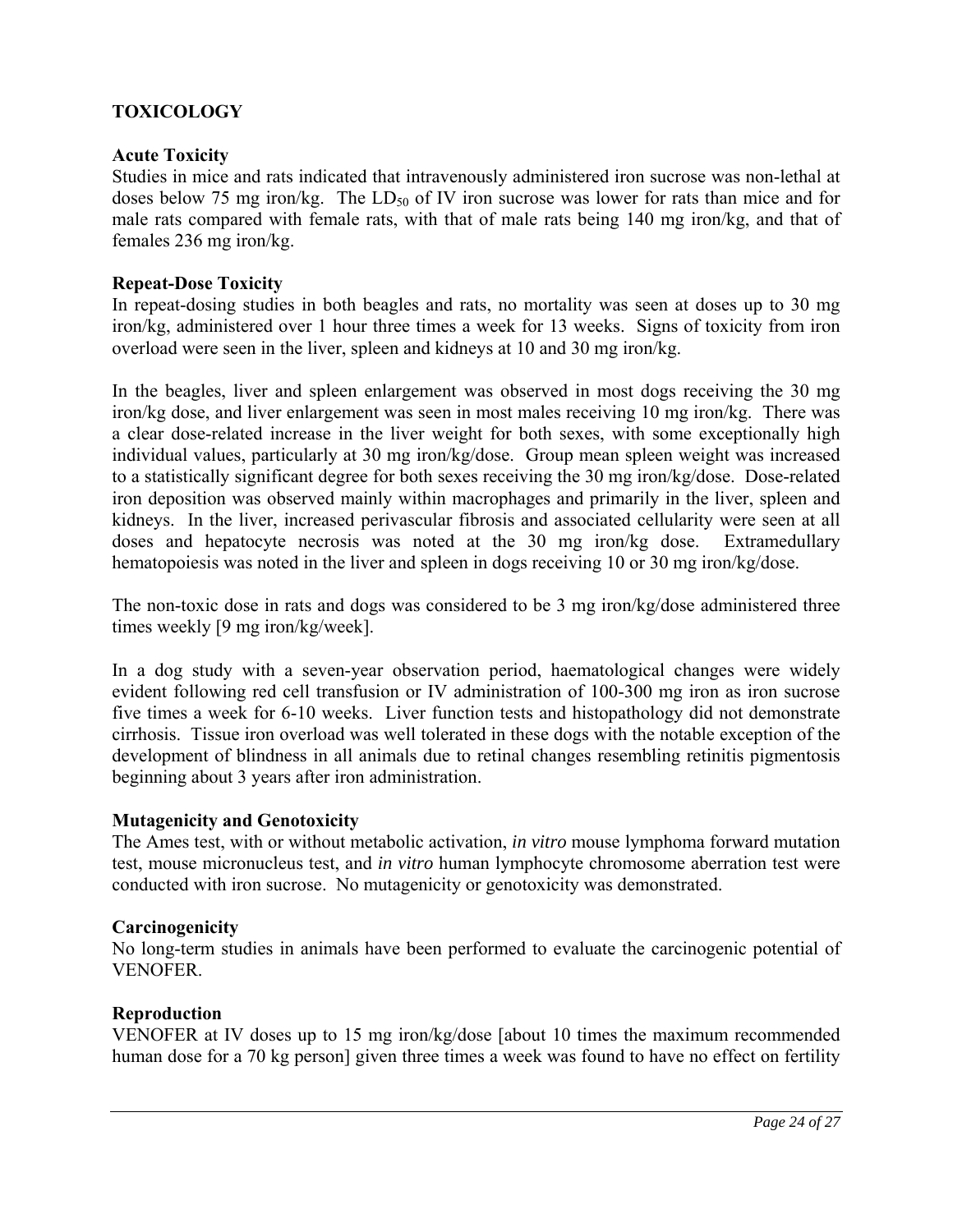## TOXICOLOGY

### Acute Toxicity

Studies in mice and rats indicated that intravenously administered iron sucrose was non-lethal at doses below 75 mg iron/kg. The $LD_{50}$ of IV iron sucrose was lower for rats than mice and for male rats compared with female rats, with that of male rats being 140 mg iron/kg, and that of females 236 mg iron/kg.

### Repeat-Dose Toxicity

In repeat-dosing studies in both beagles and rats, no mortality was seen at doses up to 30 mg iron/kg, administered over 1 hour three times a week for 13 weeks. Signs of toxicity from iron overload were seen in the liver, spleen and kidneys at 10 and 30 mg iron/kg.

In the beagles, liver and spleen enlargement was observed in most dogs receiving the 30 mg iron/kg dose, and liver enlargement was seen in most males receiving 10 mg iron/kg. There was a clear dose-related increase in the liver weight for both sexes, with some exceptionally high individual values, particularly at 30 mg iron/kg/dose. Group mean spleen weight was increased to a statistically significant degree for both sexes receiving the 30 mg iron/kg/dose. Dose-related iron deposition was observed mainly within macrophages and primarily in the liver, spleen and kidneys. In the liver, increased perivascular fibrosis and associated cellularity were seen at all doses and hepatocyte necrosis was noted at the 30 mg iron/kg dose. Extramedullary hematopoiesis was noted in the liver and spleen in dogs receiving 10 or 30 mg iron/kg/dose.

The non-toxic dose in rats and dogs was considered to be 3 mg iron/kg/dose administered three times weekly [9 mg iron/kg/week].

In a dog study with a seven-year observation period, haematological changes were widely evident following red cell transfusion or IV administration of 100-300 mg iron as iron sucrose five times a week for 6-10 weeks. Liver function tests and histopathology did not demonstrate cirrhosis. Tissue iron overload was well tolerated in these dogs with the notable exception of the development of blindness in all animals due to retinal changes resembling retinitis pigmentosis beginning about 3 years after iron administration.

### Mutagenicity and Genotoxicity

The Ames test, with or without metabolic activation, *in vitro* mouse lymphoma forward mutation test, mouse micronucleus test, and *in vitro* human lymphocyte chromosome aberration test were conducted with iron sucrose. No mutagenicity or genotoxicity was demonstrated.

### Carcinogenicity

No long-term studies in animals have been performed to evaluate the carcinogenic potential of VENOFER.

### Reproduction

VENOFER at IV doses up to 15 mg iron/kg/dose [about 10 times the maximum recommended human dose for a 70 kg person] given three times a week was found to have no effect on fertility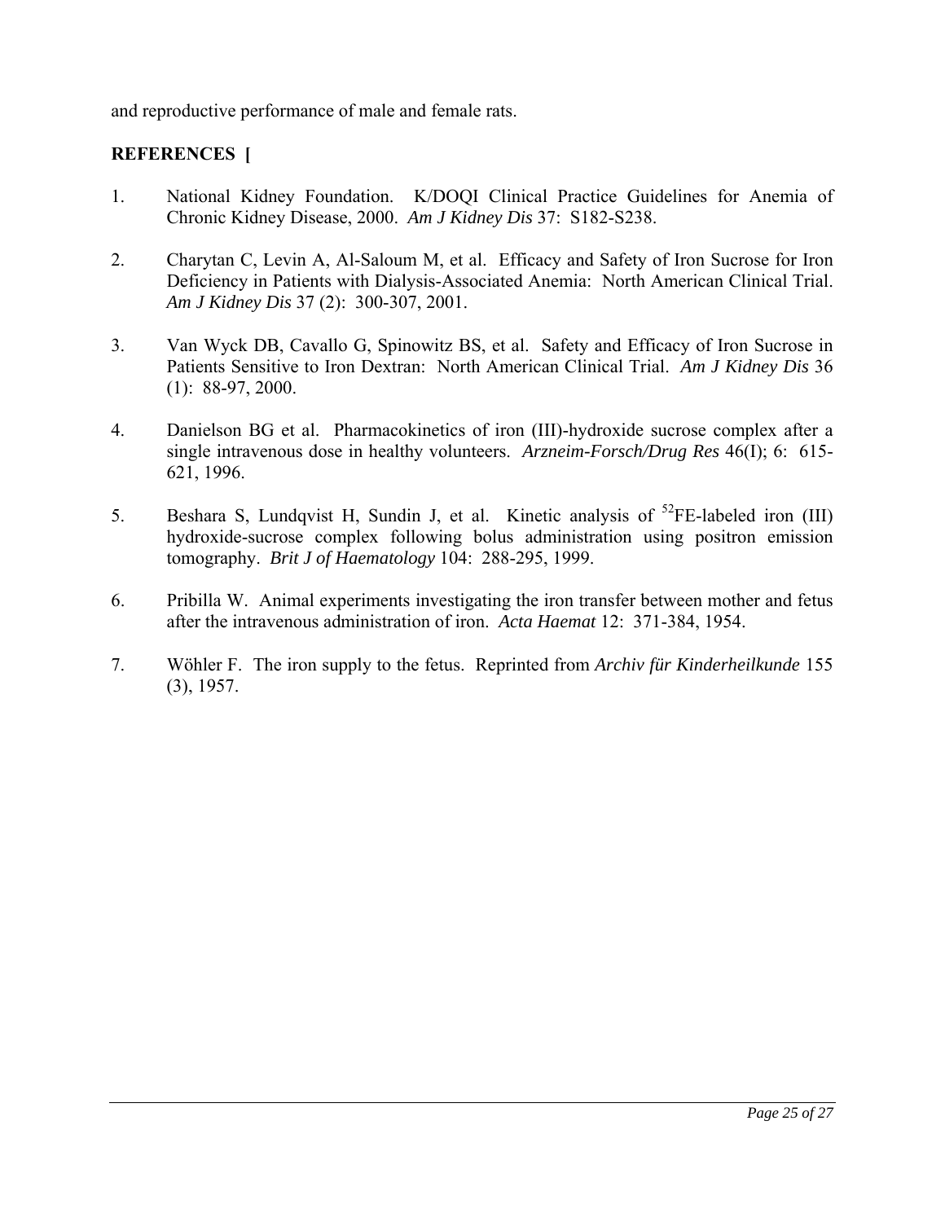and reproductive performance of male and female rats.

## REFERENCES [

1. National Kidney Foundation. K/DOQI Clinical Practice Guidelines for Anemia of Chronic Kidney Disease, 2000. *Am J Kidney Dis* 37: S182-S238.

2. Charytan C, Levin A, Al-Saloum M, et al. Efficacy and Safety of Iron Sucrose for Iron Deficiency in Patients with Dialysis-Associated Anemia: North American Clinical Trial. *Am J Kidney Dis* 37 (2): 300-307, 2001.

3. Van Wyck DB, Cavallo G, Spinowitz BS, et al. Safety and Efficacy of Iron Sucrose in Patients Sensitive to Iron Dextran: North American Clinical Trial. *Am J Kidney Dis* 36 (1): 88-97, 2000.

4. Danielson BG et al. Pharmacokinetics of iron (III)-hydroxide sucrose complex after a single intravenous dose in healthy volunteers. *Arzneim-Forsch/Drug Res* 46(I); 6: 615-621, 1996.

5. Beshara S, Lundqvist H, Sundin J, et al. Kinetic analysis of $^{52}$FE-labeled iron (III) hydroxide-sucrose complex following bolus administration using positron emission tomography. *Brit J of Haematology* 104: 288-295, 1999.

6. Pribilla W. Animal experiments investigating the iron transfer between mother and fetus after the intravenous administration of iron. *Acta Haemat* 12: 371-384, 1954.

7. Wöhler F. The iron supply to the fetus. Reprinted from *Archiv für Kinderheilkunde* 155 (3), 1957.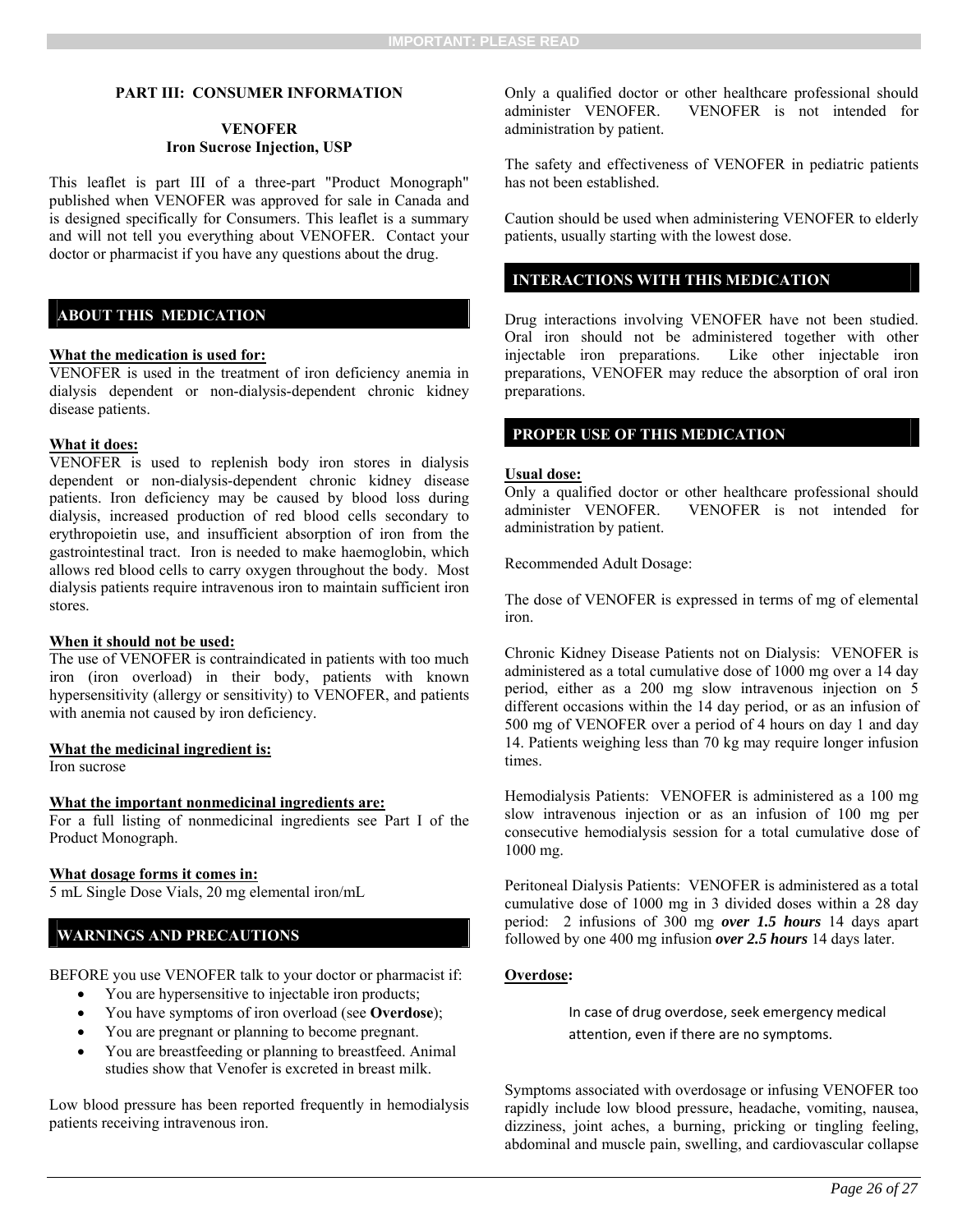IMPORTANT: PLEASE READ

## PART III: CONSUMER INFORMATION

### VENOFER
### Iron Sucrose Injection, USP

This leaflet is part III of a three-part "Product Monograph" published when VENOFER was approved for sale in Canada and is designed specifically for Consumers. This leaflet is a summary and will not tell you everything about VENOFER. Contact your doctor or pharmacist if you have any questions about the drug.

## ABOUT THIS MEDICATION

**What the medication is used for:**
VENOFER is used in the treatment of iron deficiency anemia in dialysis dependent or non-dialysis-dependent chronic kidney disease patients.

**What it does:**
VENOFER is used to replenish body iron stores in dialysis dependent or non-dialysis-dependent chronic kidney disease patients. Iron deficiency may be caused by blood loss during dialysis, increased production of red blood cells secondary to erythropoietin use, and insufficient absorption of iron from the gastrointestinal tract. Iron is needed to make haemoglobin, which allows red blood cells to carry oxygen throughout the body. Most dialysis patients require intravenous iron to maintain sufficient iron stores.

**When it should not be used:**
The use of VENOFER is contraindicated in patients with too much iron (iron overload) in their body, patients with known hypersensitivity (allergy or sensitivity) to VENOFER, and patients with anemia not caused by iron deficiency.

**What the medicinal ingredient is:**
Iron sucrose

**What the important nonmedicinal ingredients are:**
For a full listing of nonmedicinal ingredients see Part I of the Product Monograph.

**What dosage forms it comes in:**
5 mL Single Dose Vials, 20 mg elemental iron/mL

## WARNINGS AND PRECAUTIONS

BEFORE you use VENOFER talk to your doctor or pharmacist if:

- You are hypersensitive to injectable iron products;
- You have symptoms of iron overload (see **Overdose**);
- You are pregnant or planning to become pregnant.
- You are breastfeeding or planning to breastfeed. Animal studies show that Venofer is excreted in breast milk.

Low blood pressure has been reported frequently in hemodialysis patients receiving intravenous iron.

Only a qualified doctor or other healthcare professional should administer VENOFER. VENOFER is not intended for administration by patient.

The safety and effectiveness of VENOFER in pediatric patients has not been established.

Caution should be used when administering VENOFER to elderly patients, usually starting with the lowest dose.

## INTERACTIONS WITH THIS MEDICATION

Drug interactions involving VENOFER have not been studied. Oral iron should not be administered together with other injectable iron preparations. Like other injectable iron preparations, VENOFER may reduce the absorption of oral iron preparations.

## PROPER USE OF THIS MEDICATION

**Usual dose:**
Only a qualified doctor or other healthcare professional should administer VENOFER. VENOFER is not intended for administration by patient.

Recommended Adult Dosage:

The dose of VENOFER is expressed in terms of mg of elemental iron.

Chronic Kidney Disease Patients not on Dialysis: VENOFER is administered as a total cumulative dose of 1000 mg over a 14 day period, either as a 200 mg slow intravenous injection on 5 different occasions within the 14 day period, or as an infusion of 500 mg of VENOFER over a period of 4 hours on day 1 and day 14. Patients weighing less than 70 kg may require longer infusion times.

Hemodialysis Patients: VENOFER is administered as a 100 mg slow intravenous injection or as an infusion of 100 mg per consecutive hemodialysis session for a total cumulative dose of 1000 mg.

Peritoneal Dialysis Patients: VENOFER is administered as a total cumulative dose of 1000 mg in 3 divided doses within a 28 day period: 2 infusions of 300 mg ***over 1.5 hours*** 14 days apart followed by one 400 mg infusion ***over 2.5 hours*** 14 days later.

**Overdose:**

> In case of drug overdose, seek emergency medical attention, even if there are no symptoms.

Symptoms associated with overdosage or infusing VENOFER too rapidly include low blood pressure, headache, vomiting, nausea, dizziness, joint aches, a burning, pricking or tingling feeling, abdominal and muscle pain, swelling, and cardiovascular collapse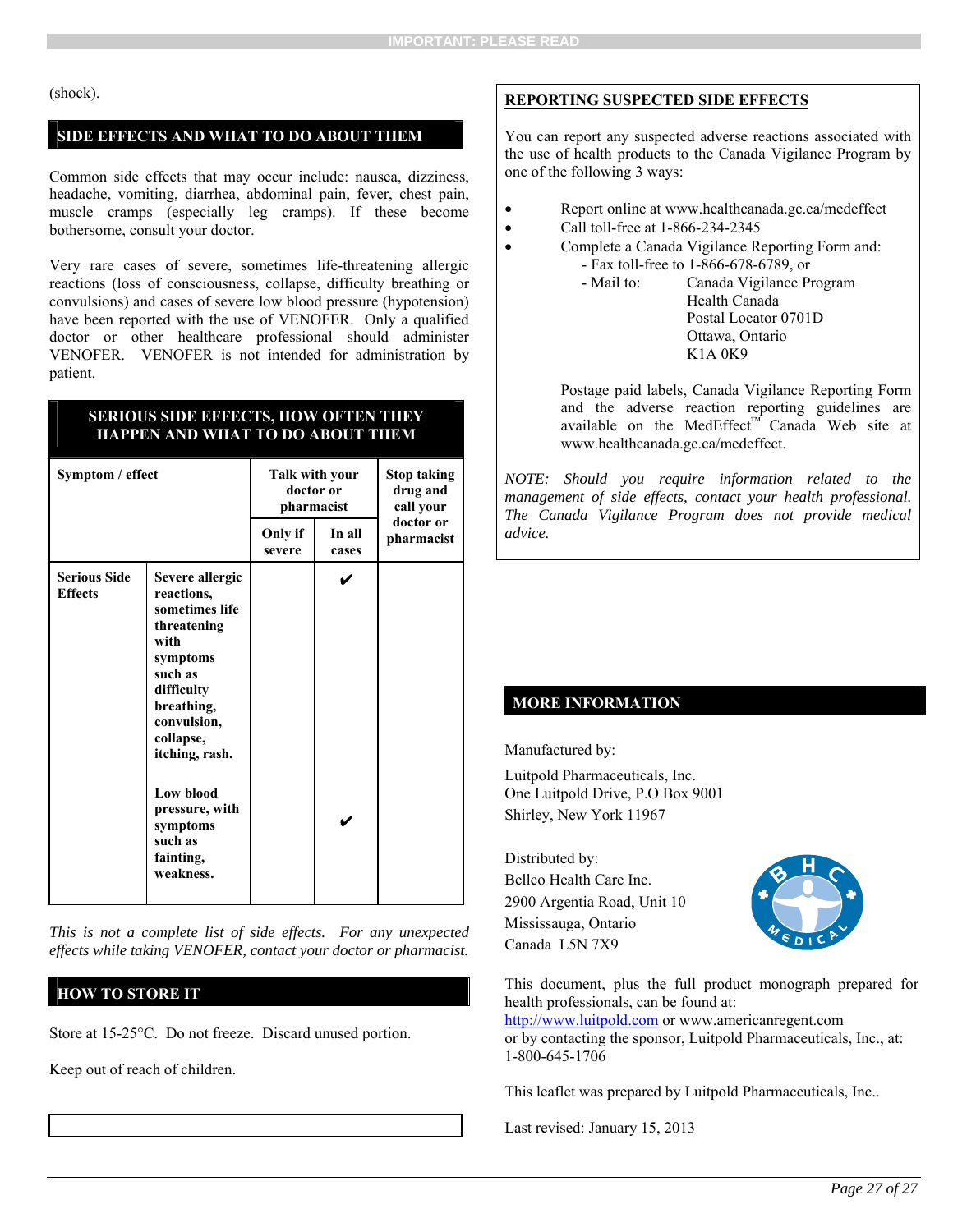(shock).

## SIDE EFFECTS AND WHAT TO DO ABOUT THEM

Common side effects that may occur include: nausea, dizziness, headache, vomiting, diarrhea, abdominal pain, fever, chest pain, muscle cramps (especially leg cramps). If these become bothersome, consult your doctor.

Very rare cases of severe, sometimes life-threatening allergic reactions (loss of consciousness, collapse, difficulty breathing or convulsions) and cases of severe low blood pressure (hypotension) have been reported with the use of VENOFER. Only a qualified doctor or other healthcare professional should administer VENOFER. VENOFER is not intended for administration by patient.

**SERIOUS SIDE EFFECTS, HOW OFTEN THEY HAPPEN AND WHAT TO DO ABOUT THEM**

| Symptom / effect | | Talk with your doctor or pharmacist | | Stop taking drug and call your doctor or pharmacist |
|---|---|---|---|---|
| | | Only if severe | In all cases | |
| **Serious Side Effects** | **Severe allergic reactions, sometimes life threatening with symptoms such as difficulty breathing, convulsion, collapse, itching, rash.** | | ✔ | |
| | **Low blood pressure, with symptoms such as fainting, weakness.** | | ✔ | |

*This is not a complete list of side effects. For any unexpected effects while taking VENOFER, contact your doctor or pharmacist.*

## HOW TO STORE IT

Store at 15-25°C. Do not freeze. Discard unused portion.

Keep out of reach of children.

## REPORTING SUSPECTED SIDE EFFECTS

You can report any suspected adverse reactions associated with the use of health products to the Canada Vigilance Program by one of the following 3 ways:

- Report online at www.healthcanada.gc.ca/medeffect
- Call toll-free at 1-866-234-2345
- Complete a Canada Vigilance Reporting Form and:
  - Fax toll-free to 1-866-678-6789, or
  - Mail to: Canada Vigilance Program  
    Health Canada  
    Postal Locator 0701D  
    Ottawa, Ontario  
    K1A 0K9

  Postage paid labels, Canada Vigilance Reporting Form and the adverse reaction reporting guidelines are available on the MedEffect™ Canada Web site at www.healthcanada.gc.ca/medeffect.

*NOTE: Should you require information related to the management of side effects, contact your health professional. The Canada Vigilance Program does not provide medical advice.*

## MORE INFORMATION

Manufactured by:

Luitpold Pharmaceuticals, Inc.  
One Luitpold Drive, P.O Box 9001  
Shirley, New York 11967

Distributed by:  
Bellco Health Care Inc.  
2900 Argentia Road, Unit 10  
Mississauga, Ontario  
Canada L5N 7X9

This document, plus the full product monograph prepared for health professionals, can be found at:  
http://www.luitpold.com or www.americanregent.com  
or by contacting the sponsor, Luitpold Pharmaceuticals, Inc., at:  
1-800-645-1706

This leaflet was prepared by Luitpold Pharmaceuticals, Inc..

Last revised: January 15, 2013